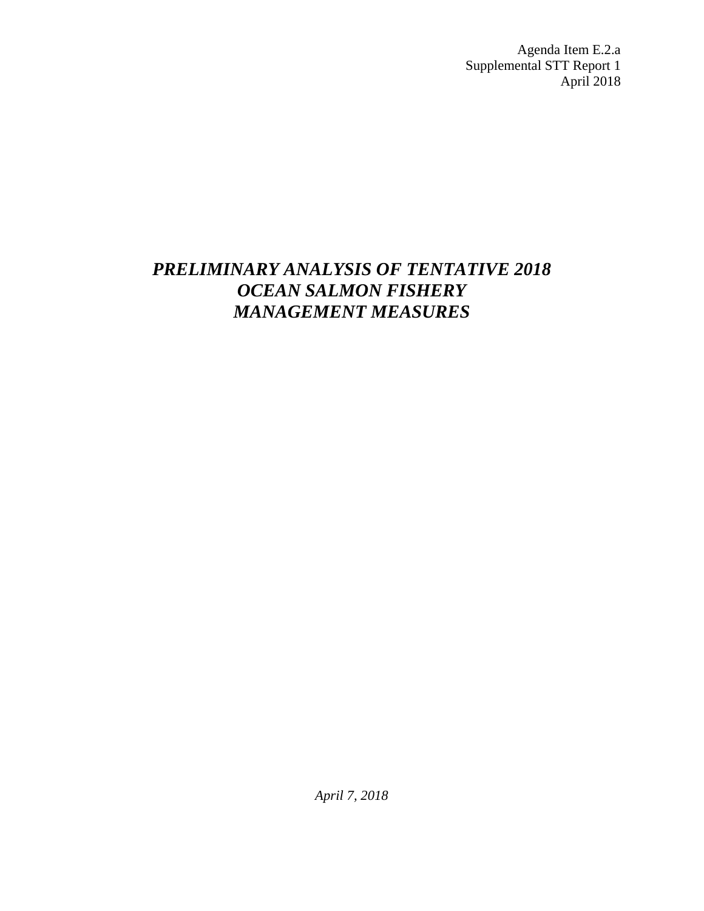Agenda Item E.2.a
Supplemental STT Report 1
April 2018

# *PRELIMINARY ANALYSIS OF TENTATIVE 2018 OCEAN SALMON FISHERY MANAGEMENT MEASURES*

*April 7, 2018*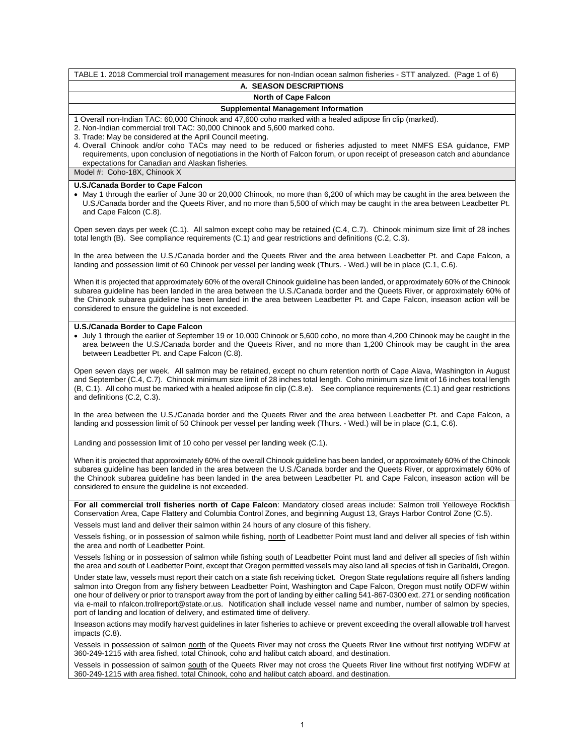TABLE 1. 2018 Commercial troll management measures for non-Indian ocean salmon fisheries - STT analyzed. (Page 1 of 6)

## A. SEASON DESCRIPTIONS

### North of Cape Falcon

#### Supplemental Management Information

1. Overall non-Indian TAC: 60,000 Chinook and 47,600 coho marked with a healed adipose fin clip (marked).
2. Non-Indian commercial troll TAC: 30,000 Chinook and 5,600 marked coho.
3. Trade: May be considered at the April Council meeting.
4. Overall Chinook and/or coho TACs may need to be reduced or fisheries adjusted to meet NMFS ESA guidance, FMP requirements, upon conclusion of negotiations in the North of Falcon forum, or upon receipt of preseason catch and abundance expectations for Canadian and Alaskan fisheries.

Model #: Coho-18X, Chinook X

**U.S./Canada Border to Cape Falcon**

- May 1 through the earlier of June 30 or 20,000 Chinook, no more than 6,200 of which may be caught in the area between the U.S./Canada border and the Queets River, and no more than 5,500 of which may be caught in the area between Leadbetter Pt. and Cape Falcon (C.8).

Open seven days per week (C.1). All salmon except coho may be retained (C.4, C.7). Chinook minimum size limit of 28 inches total length (B). See compliance requirements (C.1) and gear restrictions and definitions (C.2, C.3).

In the area between the U.S./Canada border and the Queets River and the area between Leadbetter Pt. and Cape Falcon, a landing and possession limit of 60 Chinook per vessel per landing week (Thurs. - Wed.) will be in place (C.1, C.6).

When it is projected that approximately 60% of the overall Chinook guideline has been landed, or approximately 60% of the Chinook subarea guideline has been landed in the area between the U.S./Canada border and the Queets River, or approximately 60% of the Chinook subarea guideline has been landed in the area between Leadbetter Pt. and Cape Falcon, inseason action will be considered to ensure the guideline is not exceeded.

**U.S./Canada Border to Cape Falcon**

- July 1 through the earlier of September 19 or 10,000 Chinook or 5,600 coho, no more than 4,200 Chinook may be caught in the area between the U.S./Canada border and the Queets River, and no more than 1,200 Chinook may be caught in the area between Leadbetter Pt. and Cape Falcon (C.8).

Open seven days per week. All salmon may be retained, except no chum retention north of Cape Alava, Washington in August and September (C.4, C.7). Chinook minimum size limit of 28 inches total length. Coho minimum size limit of 16 inches total length (B, C.1). All coho must be marked with a healed adipose fin clip (C.8.e). See compliance requirements (C.1) and gear restrictions and definitions (C.2, C.3).

In the area between the U.S./Canada border and the Queets River and the area between Leadbetter Pt. and Cape Falcon, a landing and possession limit of 50 Chinook per vessel per landing week (Thurs. - Wed.) will be in place (C.1, C.6).

Landing and possession limit of 10 coho per vessel per landing week (C.1).

When it is projected that approximately 60% of the overall Chinook guideline has been landed, or approximately 60% of the Chinook subarea guideline has been landed in the area between the U.S./Canada border and the Queets River, or approximately 60% of the Chinook subarea guideline has been landed in the area between Leadbetter Pt. and Cape Falcon, inseason action will be considered to ensure the guideline is not exceeded.

**For all commercial troll fisheries north of Cape Falcon**: Mandatory closed areas include: Salmon troll Yelloweye Rockfish Conservation Area, Cape Flattery and Columbia Control Zones, and beginning August 13, Grays Harbor Control Zone (C.5).

Vessels must land and deliver their salmon within 24 hours of any closure of this fishery.

Vessels fishing, or in possession of salmon while fishing, north of Leadbetter Point must land and deliver all species of fish within the area and north of Leadbetter Point.

Vessels fishing or in possession of salmon while fishing south of Leadbetter Point must land and deliver all species of fish within the area and south of Leadbetter Point, except that Oregon permitted vessels may also land all species of fish in Garibaldi, Oregon.

Under state law, vessels must report their catch on a state fish receiving ticket. Oregon State regulations require all fishers landing salmon into Oregon from any fishery between Leadbetter Point, Washington and Cape Falcon, Oregon must notify ODFW within one hour of delivery or prior to transport away from the port of landing by either calling 541-867-0300 ext. 271 or sending notification via e-mail to nfalcon.trollreport@state.or.us. Notification shall include vessel name and number, number of salmon by species, port of landing and location of delivery, and estimated time of delivery.

Inseason actions may modify harvest guidelines in later fisheries to achieve or prevent exceeding the overall allowable troll harvest impacts (C.8).

Vessels in possession of salmon north of the Queets River may not cross the Queets River line without first notifying WDFW at 360-249-1215 with area fished, total Chinook, coho and halibut catch aboard, and destination.

Vessels in possession of salmon south of the Queets River may not cross the Queets River line without first notifying WDFW at 360-249-1215 with area fished, total Chinook, coho and halibut catch aboard, and destination.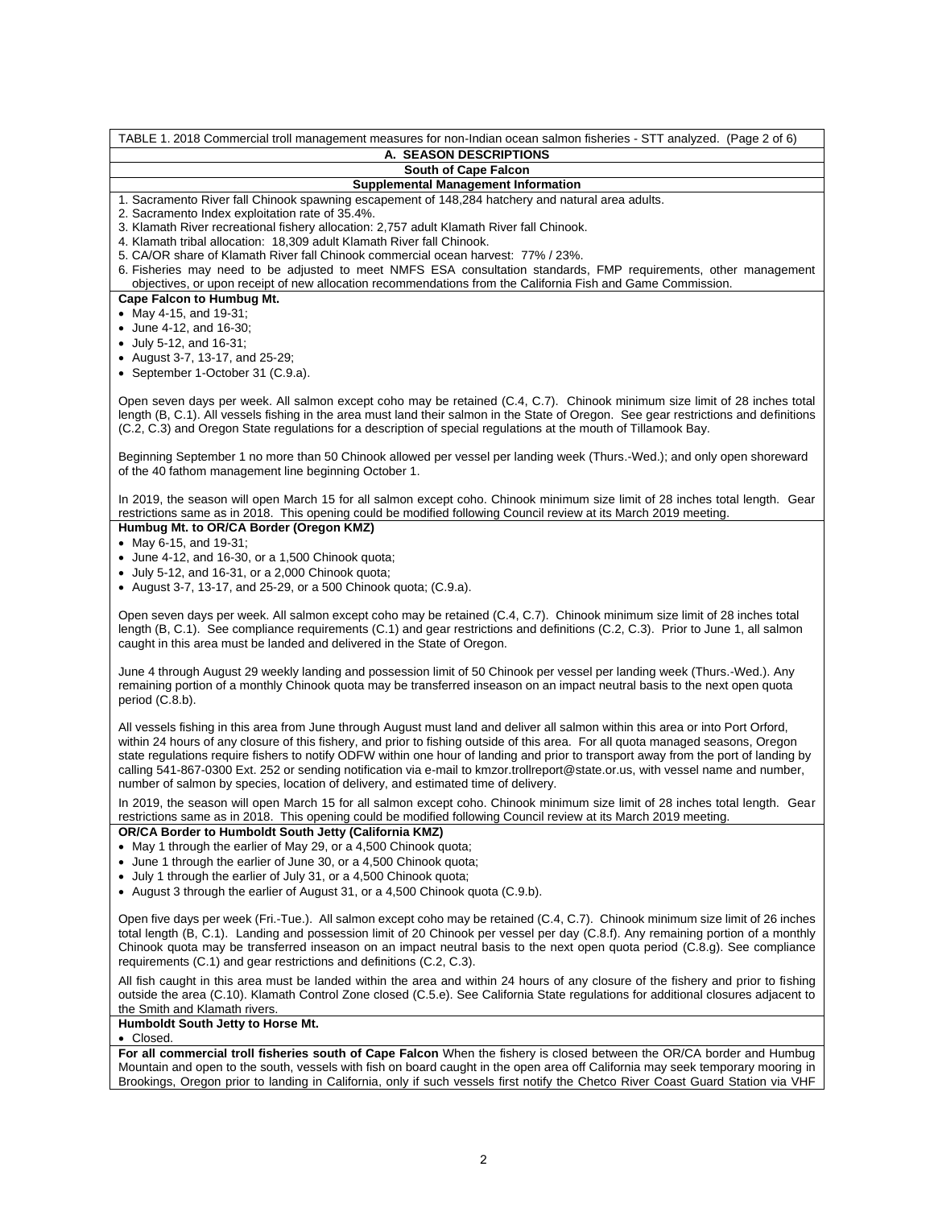TABLE 1. 2018 Commercial troll management measures for non-Indian ocean salmon fisheries - STT analyzed. (Page 2 of 6)

## A. SEASON DESCRIPTIONS

### South of Cape Falcon

#### Supplemental Management Information

1. Sacramento River fall Chinook spawning escapement of 148,284 hatchery and natural area adults.
2. Sacramento Index exploitation rate of 35.4%.
3. Klamath River recreational fishery allocation: 2,757 adult Klamath River fall Chinook.
4. Klamath tribal allocation: 18,309 adult Klamath River fall Chinook.
5. CA/OR share of Klamath River fall Chinook commercial ocean harvest: 77% / 23%.
6. Fisheries may need to be adjusted to meet NMFS ESA consultation standards, FMP requirements, other management objectives, or upon receipt of new allocation recommendations from the California Fish and Game Commission.

**Cape Falcon to Humbug Mt.**

- May 4-15, and 19-31;
- June 4-12, and 16-30;
- July 5-12, and 16-31;
- August 3-7, 13-17, and 25-29;
- September 1-October 31 (C.9.a).

Open seven days per week. All salmon except coho may be retained (C.4, C.7). Chinook minimum size limit of 28 inches total length (B, C.1). All vessels fishing in the area must land their salmon in the State of Oregon. See gear restrictions and definitions (C.2, C.3) and Oregon State regulations for a description of special regulations at the mouth of Tillamook Bay.

Beginning September 1 no more than 50 Chinook allowed per vessel per landing week (Thurs.-Wed.); and only open shoreward of the 40 fathom management line beginning October 1.

In 2019, the season will open March 15 for all salmon except coho. Chinook minimum size limit of 28 inches total length. Gear restrictions same as in 2018. This opening could be modified following Council review at its March 2019 meeting.

**Humbug Mt. to OR/CA Border (Oregon KMZ)**

- May 6-15, and 19-31;
- June 4-12, and 16-30, or a 1,500 Chinook quota;
- July 5-12, and 16-31, or a 2,000 Chinook quota;
- August 3-7, 13-17, and 25-29, or a 500 Chinook quota; (C.9.a).

Open seven days per week. All salmon except coho may be retained (C.4, C.7). Chinook minimum size limit of 28 inches total length (B, C.1). See compliance requirements (C.1) and gear restrictions and definitions (C.2, C.3). Prior to June 1, all salmon caught in this area must be landed and delivered in the State of Oregon.

June 4 through August 29 weekly landing and possession limit of 50 Chinook per vessel per landing week (Thurs.-Wed.). Any remaining portion of a monthly Chinook quota may be transferred inseason on an impact neutral basis to the next open quota period (C.8.b).

All vessels fishing in this area from June through August must land and deliver all salmon within this area or into Port Orford, within 24 hours of any closure of this fishery, and prior to fishing outside of this area. For all quota managed seasons, Oregon state regulations require fishers to notify ODFW within one hour of landing and prior to transport away from the port of landing by calling 541-867-0300 Ext. 252 or sending notification via e-mail to kmzor.trollreport@state.or.us, with vessel name and number, number of salmon by species, location of delivery, and estimated time of delivery.

In 2019, the season will open March 15 for all salmon except coho. Chinook minimum size limit of 28 inches total length. Gear restrictions same as in 2018. This opening could be modified following Council review at its March 2019 meeting.

**OR/CA Border to Humboldt South Jetty (California KMZ)**

- May 1 through the earlier of May 29, or a 4,500 Chinook quota;
- June 1 through the earlier of June 30, or a 4,500 Chinook quota;
- July 1 through the earlier of July 31, or a 4,500 Chinook quota;
- August 3 through the earlier of August 31, or a 4,500 Chinook quota (C.9.b).

Open five days per week (Fri.-Tue.). All salmon except coho may be retained (C.4, C.7). Chinook minimum size limit of 26 inches total length (B, C.1). Landing and possession limit of 20 Chinook per vessel per day (C.8.f). Any remaining portion of a monthly Chinook quota may be transferred inseason on an impact neutral basis to the next open quota period (C.8.g). See compliance requirements (C.1) and gear restrictions and definitions (C.2, C.3).

All fish caught in this area must be landed within the area and within 24 hours of any closure of the fishery and prior to fishing outside the area (C.10). Klamath Control Zone closed (C.5.e). See California State regulations for additional closures adjacent to the Smith and Klamath rivers.

**Humboldt South Jetty to Horse Mt.**

- Closed.

**For all commercial troll fisheries south of Cape Falcon** When the fishery is closed between the OR/CA border and Humbug Mountain and open to the south, vessels with fish on board caught in the open area off California may seek temporary mooring in Brookings, Oregon prior to landing in California, only if such vessels first notify the Chetco River Coast Guard Station via VHF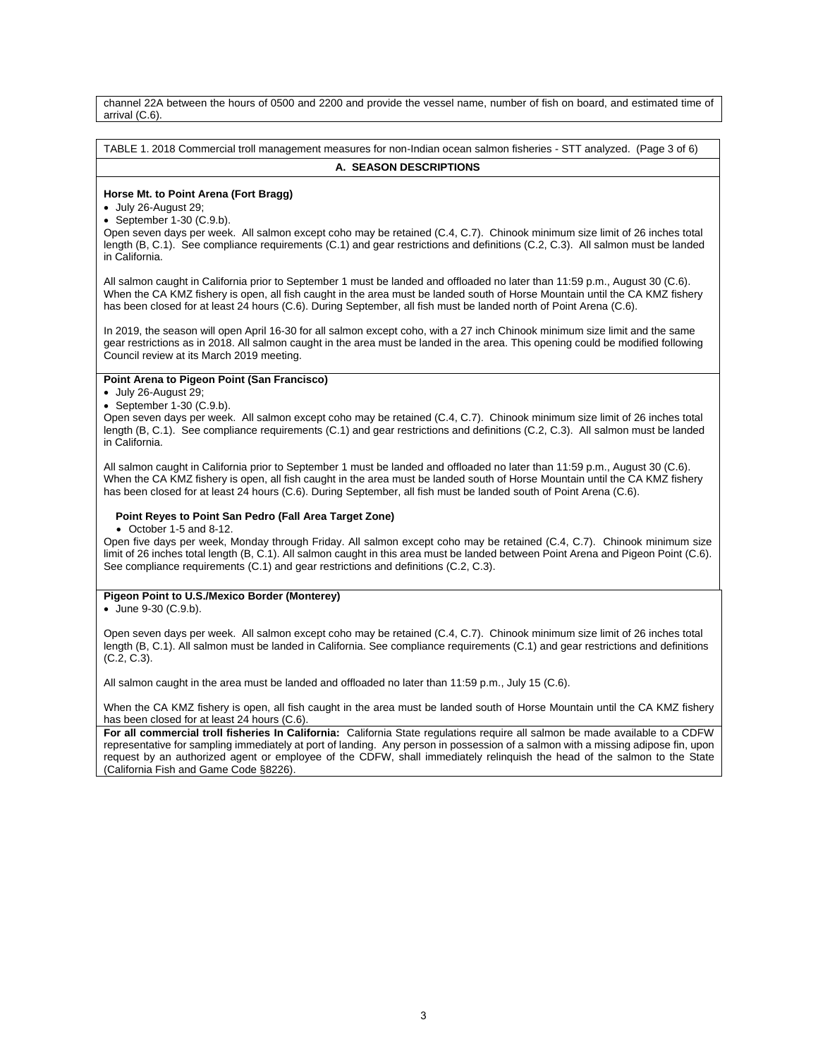channel 22A between the hours of 0500 and 2200 and provide the vessel name, number of fish on board, and estimated time of arrival (C.6).

TABLE 1. 2018 Commercial troll management measures for non-Indian ocean salmon fisheries - STT analyzed. (Page 3 of 6)

**A. SEASON DESCRIPTIONS**

**Horse Mt. to Point Arena (Fort Bragg)**

- July 26-August 29;
- September 1-30 (C.9.b).

Open seven days per week. All salmon except coho may be retained (C.4, C.7). Chinook minimum size limit of 26 inches total length (B, C.1). See compliance requirements (C.1) and gear restrictions and definitions (C.2, C.3). All salmon must be landed in California.

All salmon caught in California prior to September 1 must be landed and offloaded no later than 11:59 p.m., August 30 (C.6). When the CA KMZ fishery is open, all fish caught in the area must be landed south of Horse Mountain until the CA KMZ fishery has been closed for at least 24 hours (C.6). During September, all fish must be landed north of Point Arena (C.6).

In 2019, the season will open April 16-30 for all salmon except coho, with a 27 inch Chinook minimum size limit and the same gear restrictions as in 2018. All salmon caught in the area must be landed in the area. This opening could be modified following Council review at its March 2019 meeting.

**Point Arena to Pigeon Point (San Francisco)**

- July 26-August 29;
- September 1-30 (C.9.b).

Open seven days per week. All salmon except coho may be retained (C.4, C.7). Chinook minimum size limit of 26 inches total length (B, C.1). See compliance requirements (C.1) and gear restrictions and definitions (C.2, C.3). All salmon must be landed in California.

All salmon caught in California prior to September 1 must be landed and offloaded no later than 11:59 p.m., August 30 (C.6). When the CA KMZ fishery is open, all fish caught in the area must be landed south of Horse Mountain until the CA KMZ fishery has been closed for at least 24 hours (C.6). During September, all fish must be landed south of Point Arena (C.6).

**Point Reyes to Point San Pedro (Fall Area Target Zone)**

- October 1-5 and 8-12.

Open five days per week, Monday through Friday. All salmon except coho may be retained (C.4, C.7). Chinook minimum size limit of 26 inches total length (B, C.1). All salmon caught in this area must be landed between Point Arena and Pigeon Point (C.6). See compliance requirements (C.1) and gear restrictions and definitions (C.2, C.3).

**Pigeon Point to U.S./Mexico Border (Monterey)**

- June 9-30 (C.9.b).

Open seven days per week. All salmon except coho may be retained (C.4, C.7). Chinook minimum size limit of 26 inches total length (B, C.1). All salmon must be landed in California. See compliance requirements (C.1) and gear restrictions and definitions (C.2, C.3).

All salmon caught in the area must be landed and offloaded no later than 11:59 p.m., July 15 (C.6).

When the CA KMZ fishery is open, all fish caught in the area must be landed south of Horse Mountain until the CA KMZ fishery has been closed for at least 24 hours (C.6).

**For all commercial troll fisheries In California:** California State regulations require all salmon be made available to a CDFW representative for sampling immediately at port of landing. Any person in possession of a salmon with a missing adipose fin, upon request by an authorized agent or employee of the CDFW, shall immediately relinquish the head of the salmon to the State (California Fish and Game Code §8226).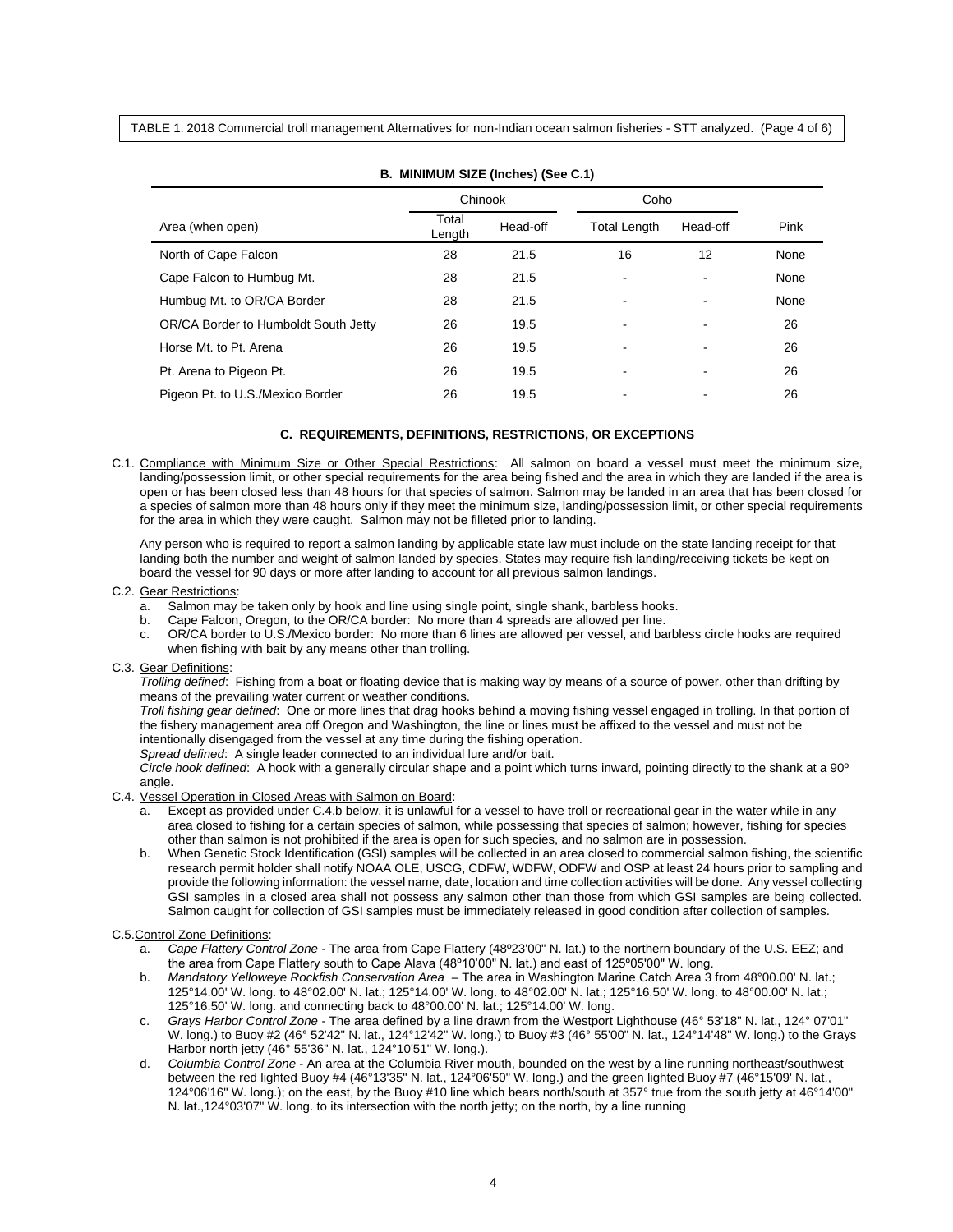TABLE 1. 2018 Commercial troll management Alternatives for non-Indian ocean salmon fisheries - STT analyzed. (Page 4 of 6)

### B. MINIMUM SIZE (Inches) (See C.1)

| Area (when open) | Chinook | | Coho | | Pink |
|---|---|---|---|---|---|
| | Total Length | Head-off | Total Length | Head-off | |
| North of Cape Falcon | 28 | 21.5 | 16 | 12 | None |
| Cape Falcon to Humbug Mt. | 28 | 21.5 | - | - | None |
| Humbug Mt. to OR/CA Border | 28 | 21.5 | - | - | None |
| OR/CA Border to Humboldt South Jetty | 26 | 19.5 | - | - | 26 |
| Horse Mt. to Pt. Arena | 26 | 19.5 | - | - | 26 |
| Pt. Arena to Pigeon Pt. | 26 | 19.5 | - | - | 26 |
| Pigeon Pt. to U.S./Mexico Border | 26 | 19.5 | - | - | 26 |

### C. REQUIREMENTS, DEFINITIONS, RESTRICTIONS, OR EXCEPTIONS

C.1. Compliance with Minimum Size or Other Special Restrictions: All salmon on board a vessel must meet the minimum size, landing/possession limit, or other special requirements for the area being fished and the area in which they are landed if the area is open or has been closed less than 48 hours for that species of salmon. Salmon may be landed in an area that has been closed for a species of salmon more than 48 hours only if they meet the minimum size, landing/possession limit, or other special requirements for the area in which they were caught. Salmon may not be filleted prior to landing.

Any person who is required to report a salmon landing by applicable state law must include on the state landing receipt for that landing both the number and weight of salmon landed by species. States may require fish landing/receiving tickets be kept on board the vessel for 90 days or more after landing to account for all previous salmon landings.

C.2. Gear Restrictions:

a. Salmon may be taken only by hook and line using single point, single shank, barbless hooks.
b. Cape Falcon, Oregon, to the OR/CA border: No more than 4 spreads are allowed per line.
c. OR/CA border to U.S./Mexico border: No more than 6 lines are allowed per vessel, and barbless circle hooks are required when fishing with bait by any means other than trolling.

C.3. Gear Definitions:

*Trolling defined*: Fishing from a boat or floating device that is making way by means of a source of power, other than drifting by means of the prevailing water current or weather conditions.

*Troll fishing gear defined*: One or more lines that drag hooks behind a moving fishing vessel engaged in trolling. In that portion of the fishery management area off Oregon and Washington, the line or lines must be affixed to the vessel and must not be intentionally disengaged from the vessel at any time during the fishing operation.

*Spread defined*: A single leader connected to an individual lure and/or bait.

*Circle hook defined*: A hook with a generally circular shape and a point which turns inward, pointing directly to the shank at a 90º angle.

C.4. Vessel Operation in Closed Areas with Salmon on Board:

a. Except as provided under C.4.b below, it is unlawful for a vessel to have troll or recreational gear in the water while in any area closed to fishing for a certain species of salmon, while possessing that species of salmon; however, fishing for species other than salmon is not prohibited if the area is open for such species, and no salmon are in possession.
b. When Genetic Stock Identification (GSI) samples will be collected in an area closed to commercial salmon fishing, the scientific research permit holder shall notify NOAA OLE, USCG, CDFW, WDFW, ODFW and OSP at least 24 hours prior to sampling and provide the following information: the vessel name, date, location and time collection activities will be done. Any vessel collecting GSI samples in a closed area shall not possess any salmon other than those from which GSI samples are being collected. Salmon caught for collection of GSI samples must be immediately released in good condition after collection of samples.

C.5. Control Zone Definitions:

a. *Cape Flattery Control Zone* - The area from Cape Flattery (48º23'00" N. lat.) to the northern boundary of the U.S. EEZ; and the area from Cape Flattery south to Cape Alava (48º10'00" N. lat.) and east of 125º05'00" W. long.
b. *Mandatory Yelloweye Rockfish Conservation Area* – The area in Washington Marine Catch Area 3 from 48°00.00' N. lat.; 125°14.00' W. long. to 48°02.00' N. lat.; 125°14.00' W. long. to 48°02.00' N. lat.; 125°16.50' W. long. to 48°00.00' N. lat.; 125°16.50' W. long. and connecting back to 48°00.00' N. lat.; 125°14.00' W. long.
c. *Grays Harbor Control Zone* - The area defined by a line drawn from the Westport Lighthouse (46° 53'18" N. lat., 124° 07'01" W. long.) to Buoy #2 (46° 52'42" N. lat., 124°12'42" W. long.) to Buoy #3 (46° 55'00" N. lat., 124°14'48" W. long.) to the Grays Harbor north jetty (46° 55'36" N. lat., 124°10'51" W. long.).
d. *Columbia Control Zone* - An area at the Columbia River mouth, bounded on the west by a line running northeast/southwest between the red lighted Buoy #4 (46°13'35" N. lat., 124°06'50" W. long.) and the green lighted Buoy #7 (46°15'09' N. lat., 124°06'16" W. long.); on the east, by the Buoy #10 line which bears north/south at 357° true from the south jetty at 46°14'00" N. lat.,124°03'07" W. long. to its intersection with the north jetty; on the north, by a line running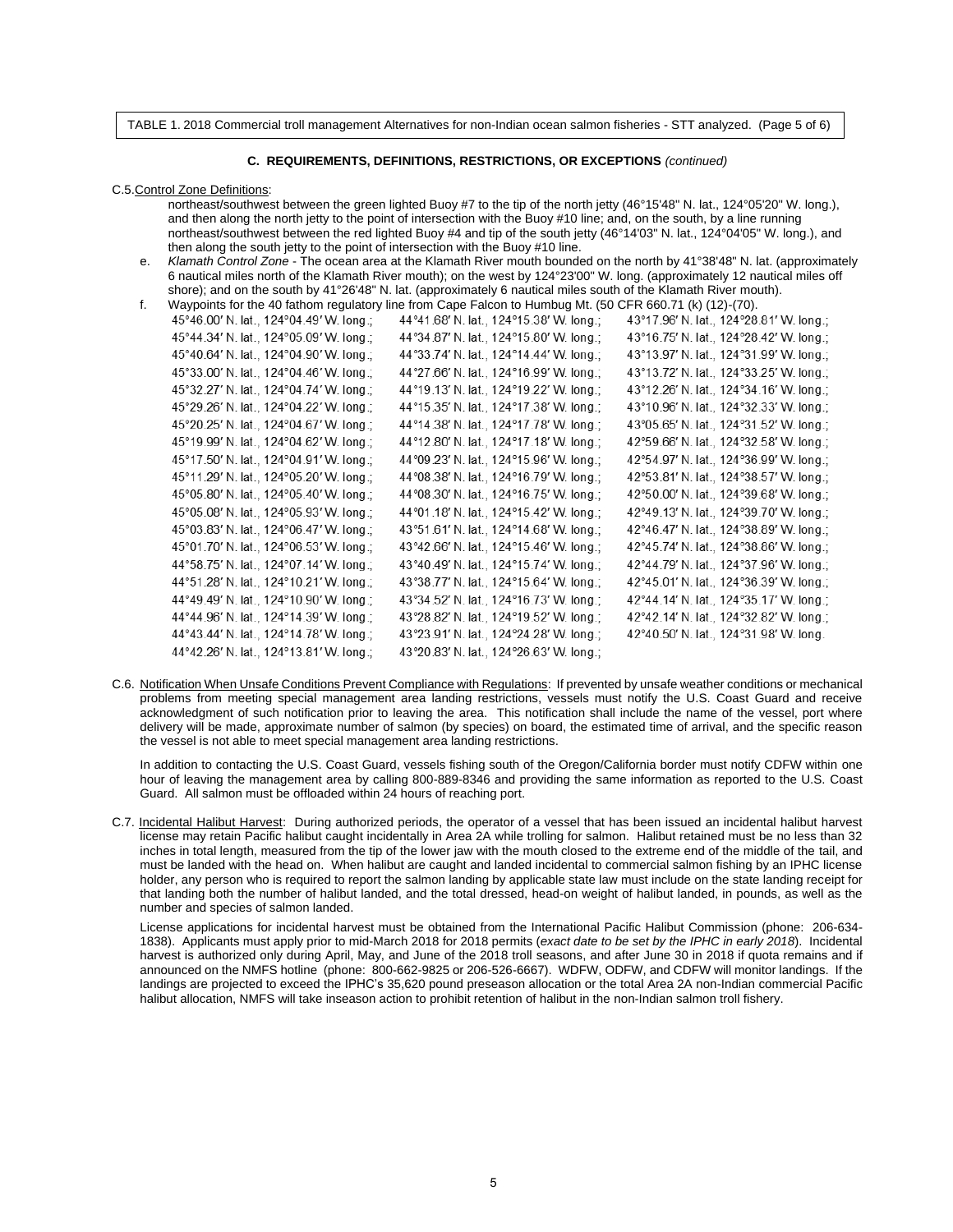TABLE 1. 2018 Commercial troll management Alternatives for non-Indian ocean salmon fisheries - STT analyzed. (Page 5 of 6)

### C. REQUIREMENTS, DEFINITIONS, RESTRICTIONS, OR EXCEPTIONS *(continued)*

C.5. Control Zone Definitions:

northeast/southwest between the green lighted Buoy #7 to the tip of the north jetty (46°15'48" N. lat., 124°05'20" W. long.), and then along the north jetty to the point of intersection with the Buoy #10 line; and, on the south, by a line running northeast/southwest between the red lighted Buoy #4 and tip of the south jetty (46°14'03" N. lat., 124°04'05" W. long.), and then along the south jetty to the point of intersection with the Buoy #10 line.

e. *Klamath Control Zone* - The ocean area at the Klamath River mouth bounded on the north by 41°38'48" N. lat. (approximately 6 nautical miles north of the Klamath River mouth); on the west by 124°23'00" W. long. (approximately 12 nautical miles off shore); and on the south by 41°26'48" N. lat. (approximately 6 nautical miles south of the Klamath River mouth).

f. Waypoints for the 40 fathom regulatory line from Cape Falcon to Humbug Mt. (50 CFR 660.71 (k) (12)-(70).

45°46.00′ N. lat., 124°04.49′ W. long.;
45°44.34′ N. lat., 124°05.09′ W. long.;
45°40.64′ N. lat., 124°04.90′ W. long.;
45°33.00′ N. lat., 124°04.46′ W. long.;
45°32.27′ N. lat., 124°04.74′ W. long.;
45°29.26′ N. lat., 124°04.22′ W. long.;
45°20.25′ N. lat., 124°04.67′ W. long.;
45°19.99′ N. lat., 124°04.62′ W. long.;
45°17.50′ N. lat., 124°04.91′ W. long.;
45°11.29′ N. lat., 124°05.20′ W. long.;
45°05.80′ N. lat., 124°05.40′ W. long.;
45°05.08′ N. lat., 124°05.93′ W. long.;
45°03.83′ N. lat., 124°06.47′ W. long.;
45°01.70′ N. lat., 124°06.53′ W. long.;
44°58.75′ N. lat., 124°07.14′ W. long.;
44°51.28′ N. lat., 124°10.21′ W. long.;
44°49.49′ N. lat., 124°10.90′ W. long.;
44°44.96′ N. lat., 124°14.39′ W. long.;
44°43.44′ N. lat., 124°14.78′ W. long.;
44°42.26′ N. lat., 124°13.81′ W. long.;
44°41.68′ N. lat., 124°15.38′ W. long.;
44°34.87′ N. lat., 124°15.80′ W. long.;
44°33.74′ N. lat., 124°14.44′ W. long.;
44°27.66′ N. lat., 124°16.99′ W. long.;
44°19.13′ N. lat., 124°19.22′ W. long.;
44°15.35′ N. lat., 124°17.38′ W. long.;
44°14.38′ N. lat., 124°17.78′ W. long.;
44°12.80′ N. lat., 124°17.18′ W. long.;
44°09.23′ N. lat., 124°15.96′ W. long.;
44°08.38′ N. lat., 124°16.79′ W. long.;
44°08.30′ N. lat., 124°16.75′ W. long.;
44°01.18′ N. lat., 124°15.42′ W. long.;
43°51.61′ N. lat., 124°14.68′ W. long.;
43°42.66′ N. lat., 124°15.46′ W. long.;
43°40.49′ N. lat., 124°15.74′ W. long.;
43°38.77′ N. lat., 124°15.64′ W. long.;
43°34.52′ N. lat., 124°16.73′ W. long.;
43°28.82′ N. lat., 124°19.52′ W. long.;
43°23.91′ N. lat., 124°24.28′ W. long.;
43°20.83′ N. lat., 124°26.63′ W. long.;
43°17.96′ N. lat., 124°28.81′ W. long.;
43°16.75′ N. lat., 124°28.42′ W. long.;
43°13.97′ N. lat., 124°31.99′ W. long.;
43°13.72′ N. lat., 124°33.25′ W. long.;
43°12.26′ N. lat., 124°34.16′ W. long.;
43°10.96′ N. lat., 124°32.33′ W. long.;
43°05.65′ N. lat., 124°31.52′ W. long.;
42°59.66′ N. lat., 124°32.58′ W. long.;
42°54.97′ N. lat., 124°36.99′ W. long.;
42°53.81′ N. lat., 124°38.57′ W. long.;
42°50.00′ N. lat., 124°39.68′ W. long.;
42°49.13′ N. lat., 124°39.70′ W. long.;
42°46.47′ N. lat., 124°38.89′ W. long.;
42°45.74′ N. lat., 124°38.86′ W. long.;
42°44.79′ N. lat., 124°37.96′ W. long.;
42°45.01′ N. lat., 124°36.39′ W. long.;
42°44.14′ N. lat., 124°35.17′ W. long.;
42°42.14′ N. lat., 124°32.82′ W. long.;
42°40.50′ N. lat., 124°31.98′ W. long.

C.6. Notification When Unsafe Conditions Prevent Compliance with Regulations: If prevented by unsafe weather conditions or mechanical problems from meeting special management area landing restrictions, vessels must notify the U.S. Coast Guard and receive acknowledgment of such notification prior to leaving the area. This notification shall include the name of the vessel, port where delivery will be made, approximate number of salmon (by species) on board, the estimated time of arrival, and the specific reason the vessel is not able to meet special management area landing restrictions.

In addition to contacting the U.S. Coast Guard, vessels fishing south of the Oregon/California border must notify CDFW within one hour of leaving the management area by calling 800-889-8346 and providing the same information as reported to the U.S. Coast Guard. All salmon must be offloaded within 24 hours of reaching port.

C.7. Incidental Halibut Harvest: During authorized periods, the operator of a vessel that has been issued an incidental halibut harvest license may retain Pacific halibut caught incidentally in Area 2A while trolling for salmon. Halibut retained must be no less than 32 inches in total length, measured from the tip of the lower jaw with the mouth closed to the extreme end of the middle of the tail, and must be landed with the head on. When halibut are caught and landed incidental to commercial salmon fishing by an IPHC license holder, any person who is required to report the salmon landing by applicable state law must include on the state landing receipt for that landing both the number of halibut landed, and the total dressed, head-on weight of halibut landed, in pounds, as well as the number and species of salmon landed.

License applications for incidental harvest must be obtained from the International Pacific Halibut Commission (phone: 206-634-1838). Applicants must apply prior to mid-March 2018 for 2018 permits (*exact date to be set by the IPHC in early 2018*). Incidental harvest is authorized only during April, May, and June of the 2018 troll seasons, and after June 30 in 2018 if quota remains and if announced on the NMFS hotline (phone: 800-662-9825 or 206-526-6667). WDFW, ODFW, and CDFW will monitor landings. If the landings are projected to exceed the IPHC's 35,620 pound preseason allocation or the total Area 2A non-Indian commercial Pacific halibut allocation, NMFS will take inseason action to prohibit retention of halibut in the non-Indian salmon troll fishery.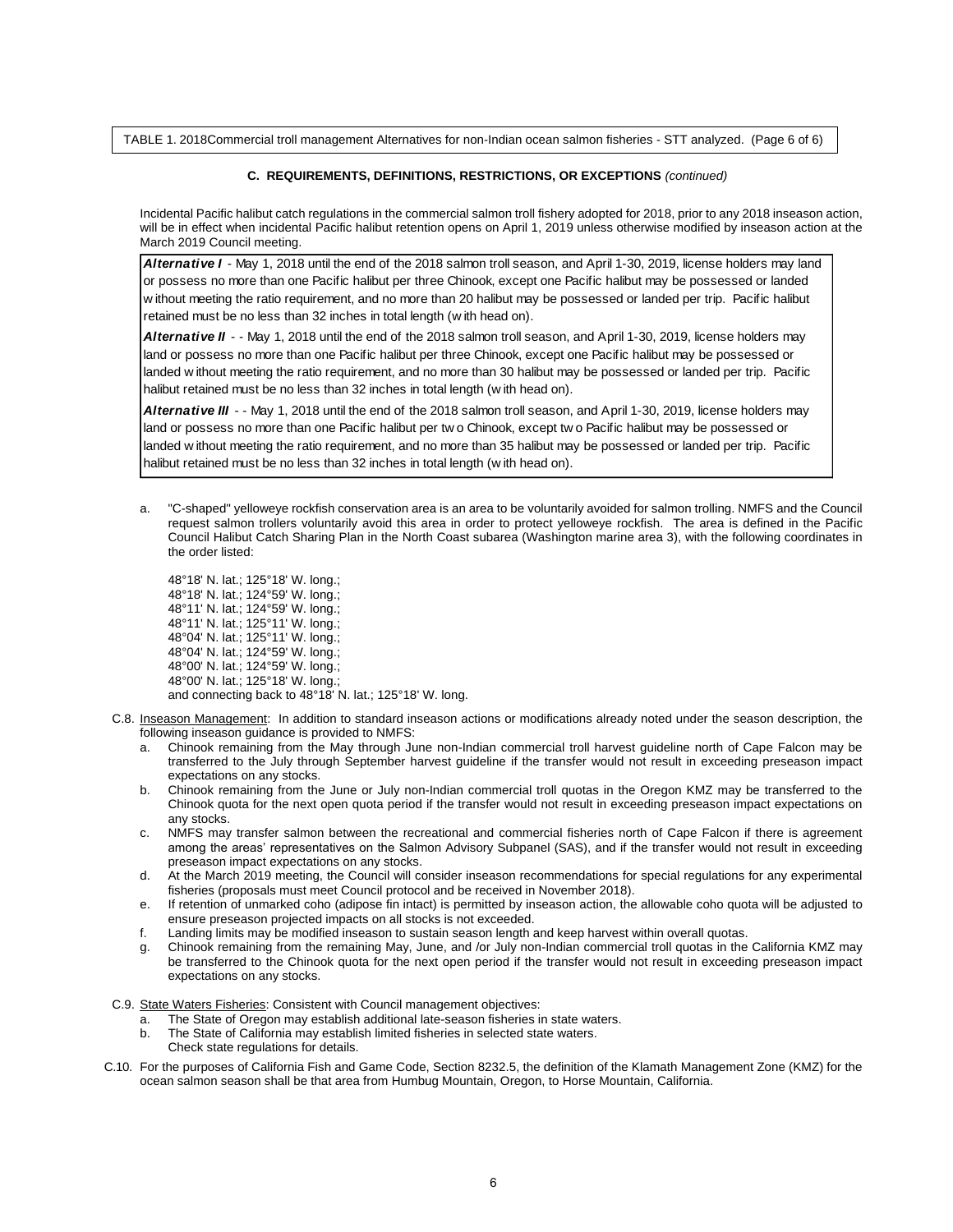TABLE 1. 2018Commercial troll management Alternatives for non-Indian ocean salmon fisheries - STT analyzed. (Page 6 of 6)

**C. REQUIREMENTS, DEFINITIONS, RESTRICTIONS, OR EXCEPTIONS** *(continued)*

Incidental Pacific halibut catch regulations in the commercial salmon troll fishery adopted for 2018, prior to any 2018 inseason action, will be in effect when incidental Pacific halibut retention opens on April 1, 2019 unless otherwise modified by inseason action at the March 2019 Council meeting.

***Alternative I*** - May 1, 2018 until the end of the 2018 salmon troll season, and April 1-30, 2019, license holders may land or possess no more than one Pacific halibut per three Chinook, except one Pacific halibut may be possessed or landed without meeting the ratio requirement, and no more than 20 halibut may be possessed or landed per trip. Pacific halibut retained must be no less than 32 inches in total length (with head on).

***Alternative II*** - - May 1, 2018 until the end of the 2018 salmon troll season, and April 1-30, 2019, license holders may land or possess no more than one Pacific halibut per three Chinook, except one Pacific halibut may be possessed or landed without meeting the ratio requirement, and no more than 30 halibut may be possessed or landed per trip. Pacific halibut retained must be no less than 32 inches in total length (with head on).

***Alternative III*** - - May 1, 2018 until the end of the 2018 salmon troll season, and April 1-30, 2019, license holders may land or possess no more than one Pacific halibut per two Chinook, except two Pacific halibut may be possessed or landed without meeting the ratio requirement, and no more than 35 halibut may be possessed or landed per trip. Pacific halibut retained must be no less than 32 inches in total length (with head on).

a. "C-shaped" yelloweye rockfish conservation area is an area to be voluntarily avoided for salmon trolling. NMFS and the Council request salmon trollers voluntarily avoid this area in order to protect yelloweye rockfish. The area is defined in the Pacific Council Halibut Catch Sharing Plan in the North Coast subarea (Washington marine area 3), with the following coordinates in the order listed:

   48°18' N. lat.; 125°18' W. long.;
   48°18' N. lat.; 124°59' W. long.;
   48°11' N. lat.; 124°59' W. long.;
   48°11' N. lat.; 125°11' W. long.;
   48°04' N. lat.; 125°11' W. long.;
   48°04' N. lat.; 124°59' W. long.;
   48°00' N. lat.; 124°59' W. long.;
   48°00' N. lat.; 125°18' W. long.;
   and connecting back to 48°18' N. lat.; 125°18' W. long.

C.8. Inseason Management: In addition to standard inseason actions or modifications already noted under the season description, the following inseason guidance is provided to NMFS:

a. Chinook remaining from the May through June non-Indian commercial troll harvest guideline north of Cape Falcon may be transferred to the July through September harvest guideline if the transfer would not result in exceeding preseason impact expectations on any stocks.
b. Chinook remaining from the June or July non-Indian commercial troll quotas in the Oregon KMZ may be transferred to the Chinook quota for the next open quota period if the transfer would not result in exceeding preseason impact expectations on any stocks.
c. NMFS may transfer salmon between the recreational and commercial fisheries north of Cape Falcon if there is agreement among the areas' representatives on the Salmon Advisory Subpanel (SAS), and if the transfer would not result in exceeding preseason impact expectations on any stocks.
d. At the March 2019 meeting, the Council will consider inseason recommendations for special regulations for any experimental fisheries (proposals must meet Council protocol and be received in November 2018).
e. If retention of unmarked coho (adipose fin intact) is permitted by inseason action, the allowable coho quota will be adjusted to ensure preseason projected impacts on all stocks is not exceeded.
f. Landing limits may be modified inseason to sustain season length and keep harvest within overall quotas.
g. Chinook remaining from the remaining May, June, and /or July non-Indian commercial troll quotas in the California KMZ may be transferred to the Chinook quota for the next open period if the transfer would not result in exceeding preseason impact expectations on any stocks.

C.9. State Waters Fisheries: Consistent with Council management objectives:

a. The State of Oregon may establish additional late-season fisheries in state waters.
b. The State of California may establish limited fisheries in selected state waters.

Check state regulations for details.

C.10. For the purposes of California Fish and Game Code, Section 8232.5, the definition of the Klamath Management Zone (KMZ) for the ocean salmon season shall be that area from Humbug Mountain, Oregon, to Horse Mountain, California.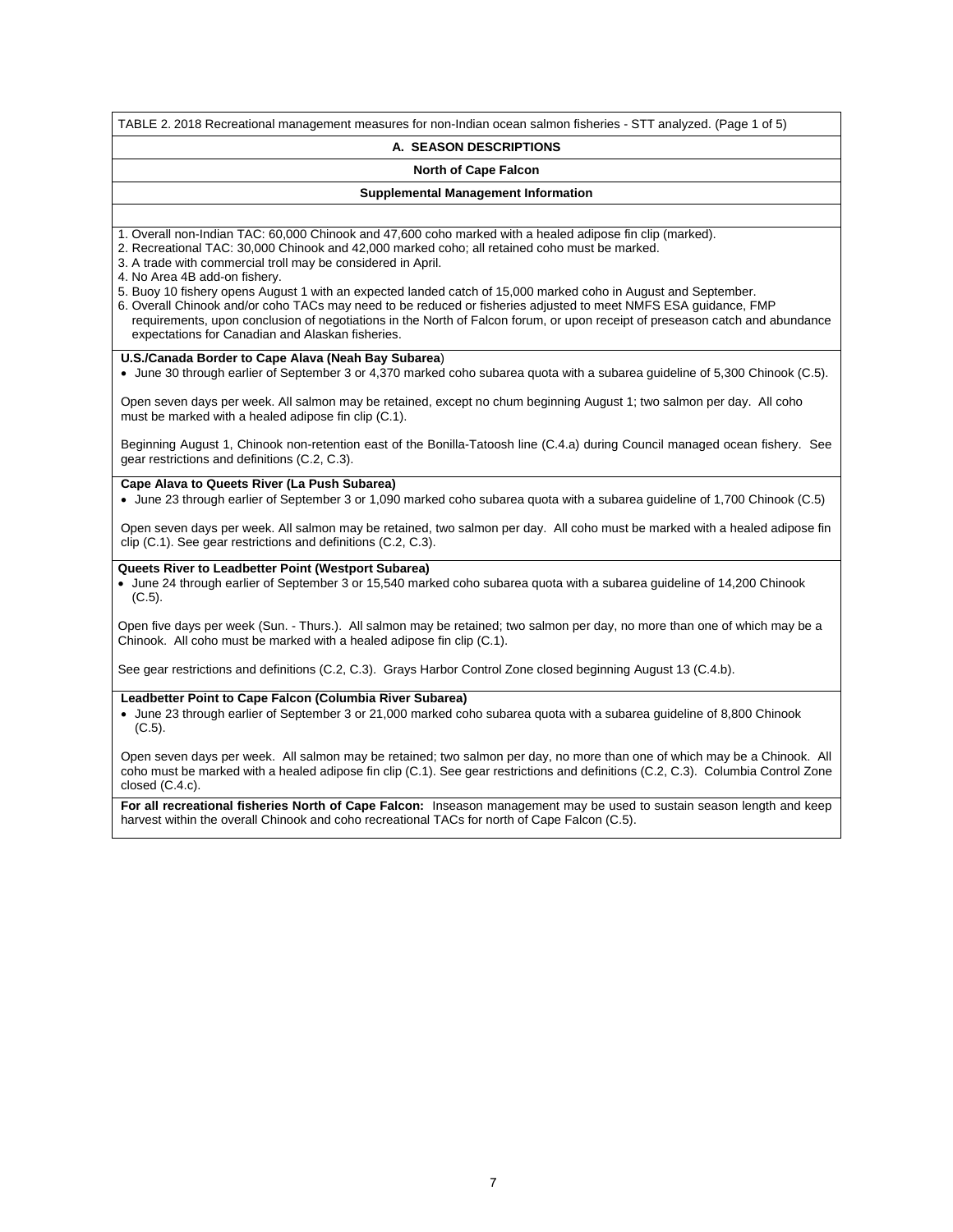TABLE 2. 2018 Recreational management measures for non-Indian ocean salmon fisheries - STT analyzed. (Page 1 of 5)

## A. SEASON DESCRIPTIONS

### North of Cape Falcon

#### Supplemental Management Information

1. Overall non-Indian TAC: 60,000 Chinook and 47,600 coho marked with a healed adipose fin clip (marked).
2. Recreational TAC: 30,000 Chinook and 42,000 marked coho; all retained coho must be marked.
3. A trade with commercial troll may be considered in April.
4. No Area 4B add-on fishery.
5. Buoy 10 fishery opens August 1 with an expected landed catch of 15,000 marked coho in August and September.
6. Overall Chinook and/or coho TACs may need to be reduced or fisheries adjusted to meet NMFS ESA guidance, FMP requirements, upon conclusion of negotiations in the North of Falcon forum, or upon receipt of preseason catch and abundance expectations for Canadian and Alaskan fisheries.

**U.S./Canada Border to Cape Alava (Neah Bay Subarea**)

- June 30 through earlier of September 3 or 4,370 marked coho subarea quota with a subarea guideline of 5,300 Chinook (C.5).

Open seven days per week. All salmon may be retained, except no chum beginning August 1; two salmon per day. All coho must be marked with a healed adipose fin clip (C.1).

Beginning August 1, Chinook non-retention east of the Bonilla-Tatoosh line (C.4.a) during Council managed ocean fishery. See gear restrictions and definitions (C.2, C.3).

**Cape Alava to Queets River (La Push Subarea)**

- June 23 through earlier of September 3 or 1,090 marked coho subarea quota with a subarea guideline of 1,700 Chinook (C.5)

Open seven days per week. All salmon may be retained, two salmon per day. All coho must be marked with a healed adipose fin clip (C.1). See gear restrictions and definitions (C.2, C.3).

**Queets River to Leadbetter Point (Westport Subarea)**

- June 24 through earlier of September 3 or 15,540 marked coho subarea quota with a subarea guideline of 14,200 Chinook (C.5).

Open five days per week (Sun. - Thurs.). All salmon may be retained; two salmon per day, no more than one of which may be a Chinook. All coho must be marked with a healed adipose fin clip (C.1).

See gear restrictions and definitions (C.2, C.3). Grays Harbor Control Zone closed beginning August 13 (C.4.b).

**Leadbetter Point to Cape Falcon (Columbia River Subarea)**

- June 23 through earlier of September 3 or 21,000 marked coho subarea quota with a subarea guideline of 8,800 Chinook (C.5).

Open seven days per week. All salmon may be retained; two salmon per day, no more than one of which may be a Chinook. All coho must be marked with a healed adipose fin clip (C.1). See gear restrictions and definitions (C.2, C.3). Columbia Control Zone closed (C.4.c).

**For all recreational fisheries North of Cape Falcon:** Inseason management may be used to sustain season length and keep harvest within the overall Chinook and coho recreational TACs for north of Cape Falcon (C.5).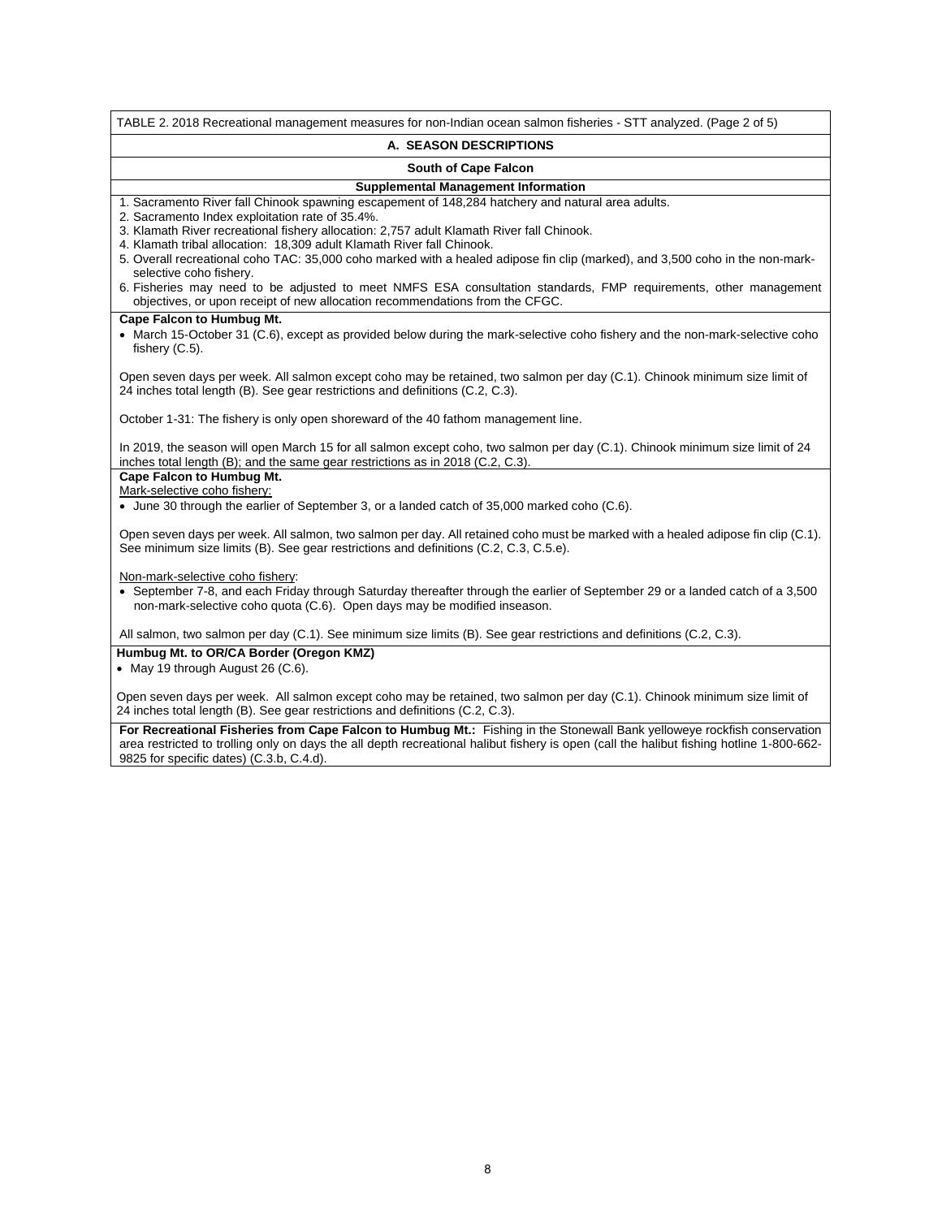TABLE 2. 2018 Recreational management measures for non-Indian ocean salmon fisheries - STT analyzed. (Page 2 of 5)

## A. SEASON DESCRIPTIONS

### South of Cape Falcon

#### Supplemental Management Information

1. Sacramento River fall Chinook spawning escapement of 148,284 hatchery and natural area adults.
2. Sacramento Index exploitation rate of 35.4%.
3. Klamath River recreational fishery allocation: 2,757 adult Klamath River fall Chinook.
4. Klamath tribal allocation: 18,309 adult Klamath River fall Chinook.
5. Overall recreational coho TAC: 35,000 coho marked with a healed adipose fin clip (marked), and 3,500 coho in the non-mark-selective coho fishery.
6. Fisheries may need to be adjusted to meet NMFS ESA consultation standards, FMP requirements, other management objectives, or upon receipt of new allocation recommendations from the CFGC.

**Cape Falcon to Humbug Mt.**

- March 15-October 31 (C.6), except as provided below during the mark-selective coho fishery and the non-mark-selective coho fishery (C.5).

Open seven days per week. All salmon except coho may be retained, two salmon per day (C.1). Chinook minimum size limit of 24 inches total length (B). See gear restrictions and definitions (C.2, C.3).

October 1-31: The fishery is only open shoreward of the 40 fathom management line.

In 2019, the season will open March 15 for all salmon except coho, two salmon per day (C.1). Chinook minimum size limit of 24 inches total length (B); and the same gear restrictions as in 2018 (C.2, C.3).

**Cape Falcon to Humbug Mt.**

Mark-selective coho fishery:

- June 30 through the earlier of September 3, or a landed catch of 35,000 marked coho (C.6).

Open seven days per week. All salmon, two salmon per day. All retained coho must be marked with a healed adipose fin clip (C.1). See minimum size limits (B). See gear restrictions and definitions (C.2, C.3, C.5.e).

Non-mark-selective coho fishery:

- September 7-8, and each Friday through Saturday thereafter through the earlier of September 29 or a landed catch of a 3,500 non-mark-selective coho quota (C.6). Open days may be modified inseason.

All salmon, two salmon per day (C.1). See minimum size limits (B). See gear restrictions and definitions (C.2, C.3).

**Humbug Mt. to OR/CA Border (Oregon KMZ)**

- May 19 through August 26 (C.6).

Open seven days per week. All salmon except coho may be retained, two salmon per day (C.1). Chinook minimum size limit of 24 inches total length (B). See gear restrictions and definitions (C.2, C.3).

**For Recreational Fisheries from Cape Falcon to Humbug Mt.:** Fishing in the Stonewall Bank yelloweye rockfish conservation area restricted to trolling only on days the all depth recreational halibut fishery is open (call the halibut fishing hotline 1-800-662-9825 for specific dates) (C.3.b, C.4.d).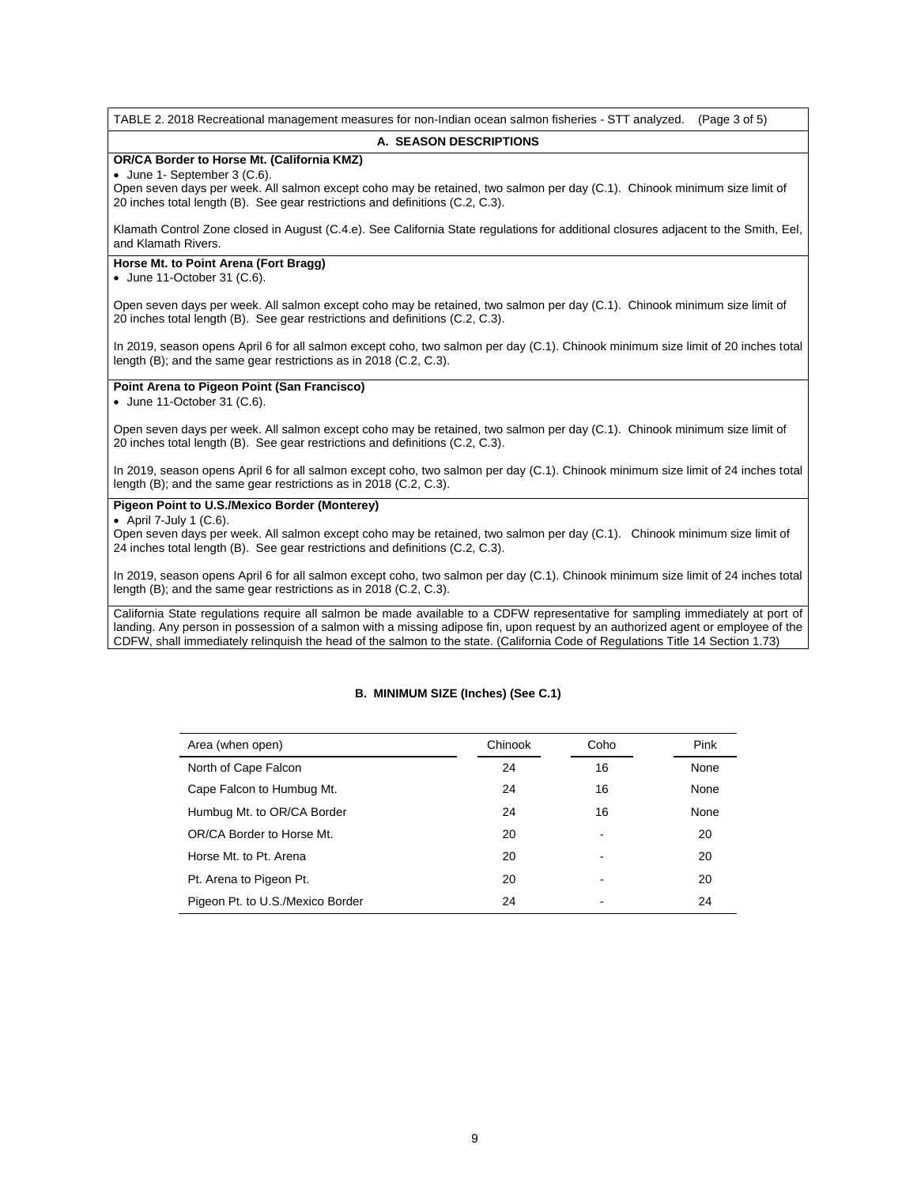TABLE 2. 2018 Recreational management measures for non-Indian ocean salmon fisheries - STT analyzed. (Page 3 of 5)

## A. SEASON DESCRIPTIONS

**OR/CA Border to Horse Mt. (California KMZ)**

- June 1- September 3 (C.6).

Open seven days per week. All salmon except coho may be retained, two salmon per day (C.1). Chinook minimum size limit of 20 inches total length (B). See gear restrictions and definitions (C.2, C.3).

Klamath Control Zone closed in August (C.4.e). See California State regulations for additional closures adjacent to the Smith, Eel, and Klamath Rivers.

**Horse Mt. to Point Arena (Fort Bragg)**

- June 11-October 31 (C.6).

Open seven days per week. All salmon except coho may be retained, two salmon per day (C.1). Chinook minimum size limit of 20 inches total length (B). See gear restrictions and definitions (C.2, C.3).

In 2019, season opens April 6 for all salmon except coho, two salmon per day (C.1). Chinook minimum size limit of 20 inches total length (B); and the same gear restrictions as in 2018 (C.2, C.3).

**Point Arena to Pigeon Point (San Francisco)**

- June 11-October 31 (C.6).

Open seven days per week. All salmon except coho may be retained, two salmon per day (C.1). Chinook minimum size limit of 20 inches total length (B). See gear restrictions and definitions (C.2, C.3).

In 2019, season opens April 6 for all salmon except coho, two salmon per day (C.1). Chinook minimum size limit of 24 inches total length (B); and the same gear restrictions as in 2018 (C.2, C.3).

**Pigeon Point to U.S./Mexico Border (Monterey)**

- April 7-July 1 (C.6).

Open seven days per week. All salmon except coho may be retained, two salmon per day (C.1). Chinook minimum size limit of 24 inches total length (B). See gear restrictions and definitions (C.2, C.3).

In 2019, season opens April 6 for all salmon except coho, two salmon per day (C.1). Chinook minimum size limit of 24 inches total length (B); and the same gear restrictions as in 2018 (C.2, C.3).

California State regulations require all salmon be made available to a CDFW representative for sampling immediately at port of landing. Any person in possession of a salmon with a missing adipose fin, upon request by an authorized agent or employee of the CDFW, shall immediately relinquish the head of the salmon to the state. (California Code of Regulations Title 14 Section 1.73)

## B. MINIMUM SIZE (Inches) (See C.1)

| Area (when open) | Chinook | Coho | Pink |
|---|---|---|---|
| North of Cape Falcon | 24 | 16 | None |
| Cape Falcon to Humbug Mt. | 24 | 16 | None |
| Humbug Mt. to OR/CA Border | 24 | 16 | None |
| OR/CA Border to Horse Mt. | 20 | - | 20 |
| Horse Mt. to Pt. Arena | 20 | - | 20 |
| Pt. Arena to Pigeon Pt. | 20 | - | 20 |
| Pigeon Pt. to U.S./Mexico Border | 24 | - | 24 |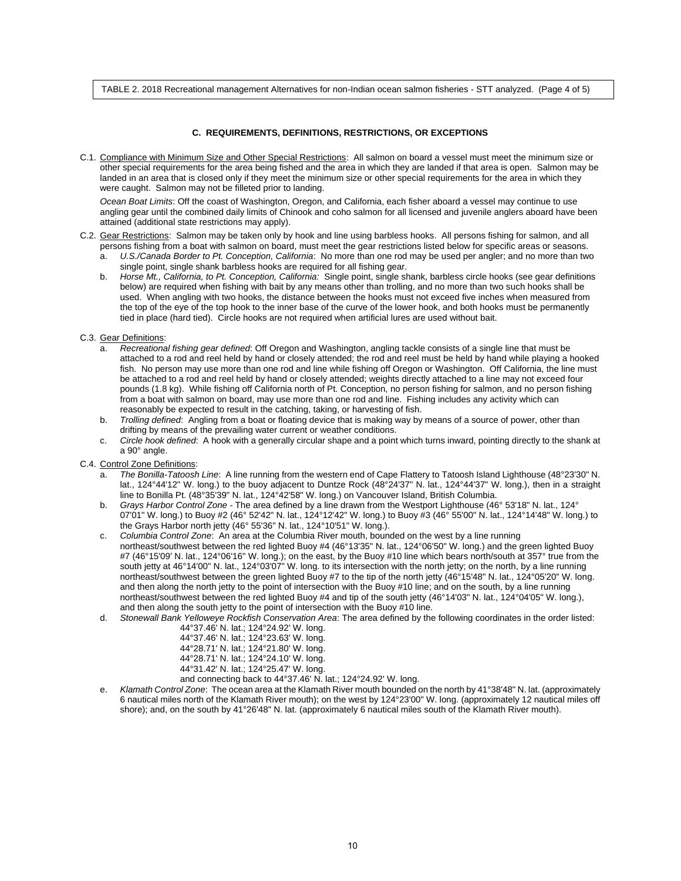TABLE 2. 2018 Recreational management Alternatives for non-Indian ocean salmon fisheries - STT analyzed. (Page 4 of 5)

### C. REQUIREMENTS, DEFINITIONS, RESTRICTIONS, OR EXCEPTIONS

C.1. Compliance with Minimum Size and Other Special Restrictions: All salmon on board a vessel must meet the minimum size or other special requirements for the area being fished and the area in which they are landed if that area is open. Salmon may be landed in an area that is closed only if they meet the minimum size or other special requirements for the area in which they were caught. Salmon may not be filleted prior to landing.

*Ocean Boat Limits*: Off the coast of Washington, Oregon, and California, each fisher aboard a vessel may continue to use angling gear until the combined daily limits of Chinook and coho salmon for all licensed and juvenile anglers aboard have been attained (additional state restrictions may apply).

C.2. Gear Restrictions: Salmon may be taken only by hook and line using barbless hooks. All persons fishing for salmon, and all persons fishing from a boat with salmon on board, must meet the gear restrictions listed below for specific areas or seasons.

a. *U.S./Canada Border to Pt. Conception, California*: No more than one rod may be used per angler; and no more than two single point, single shank barbless hooks are required for all fishing gear.

b. *Horse Mt., California, to Pt. Conception, California:* Single point, single shank, barbless circle hooks (see gear definitions below) are required when fishing with bait by any means other than trolling, and no more than two such hooks shall be used. When angling with two hooks, the distance between the hooks must not exceed five inches when measured from the top of the eye of the top hook to the inner base of the curve of the lower hook, and both hooks must be permanently tied in place (hard tied). Circle hooks are not required when artificial lures are used without bait.

C.3. Gear Definitions:

a. *Recreational fishing gear defined*: Off Oregon and Washington, angling tackle consists of a single line that must be attached to a rod and reel held by hand or closely attended; the rod and reel must be held by hand while playing a hooked fish. No person may use more than one rod and line while fishing off Oregon or Washington. Off California, the line must be attached to a rod and reel held by hand or closely attended; weights directly attached to a line may not exceed four pounds (1.8 kg). While fishing off California north of Pt. Conception, no person fishing for salmon, and no person fishing from a boat with salmon on board, may use more than one rod and line. Fishing includes any activity which can reasonably be expected to result in the catching, taking, or harvesting of fish.

b. *Trolling defined*: Angling from a boat or floating device that is making way by means of a source of power, other than drifting by means of the prevailing water current or weather conditions.

c. *Circle hook defined*: A hook with a generally circular shape and a point which turns inward, pointing directly to the shank at a 90° angle.

C.4. Control Zone Definitions:

a. *The Bonilla-Tatoosh Line*: A line running from the western end of Cape Flattery to Tatoosh Island Lighthouse (48°23'30" N. lat., 124°44'12" W. long.) to the buoy adjacent to Duntze Rock (48°24'37" N. lat., 124°44'37" W. long.), then in a straight line to Bonilla Pt. (48°35'39" N. lat., 124°42'58" W. long.) on Vancouver Island, British Columbia.

b. *Grays Harbor Control Zone* - The area defined by a line drawn from the Westport Lighthouse (46° 53'18" N. lat., 124° 07'01" W. long.) to Buoy #2 (46° 52'42" N. lat., 124°12'42" W. long.) to Buoy #3 (46° 55'00" N. lat., 124°14'48" W. long.) to the Grays Harbor north jetty (46° 55'36" N. lat., 124°10'51" W. long.).

c. *Columbia Control Zone*: An area at the Columbia River mouth, bounded on the west by a line running northeast/southwest between the red lighted Buoy #4 (46°13'35" N. lat., 124°06'50" W. long.) and the green lighted Buoy #7 (46°15'09' N. lat., 124°06'16" W. long.); on the east, by the Buoy #10 line which bears north/south at 357° true from the south jetty at 46°14'00" N. lat., 124°03'07" W. long. to its intersection with the north jetty; on the north, by a line running northeast/southwest between the green lighted Buoy #7 to the tip of the north jetty (46°15'48" N. lat., 124°05'20" W. long. and then along the north jetty to the point of intersection with the Buoy #10 line; and on the south, by a line running northeast/southwest between the red lighted Buoy #4 and tip of the south jetty (46°14'03" N. lat., 124°04'05" W. long.), and then along the south jetty to the point of intersection with the Buoy #10 line.

d. *Stonewall Bank Yelloweye Rockfish Conservation Area*: The area defined by the following coordinates in the order listed:

44°37.46' N. lat.; 124°24.92' W. long.
44°37.46' N. lat.; 124°23.63' W. long.
44°28.71' N. lat.; 124°21.80' W. long.
44°28.71' N. lat.; 124°24.10' W. long.
44°31.42' N. lat.; 124°25.47' W. long.
and connecting back to 44°37.46' N. lat.; 124°24.92' W. long.

e. *Klamath Control Zone*: The ocean area at the Klamath River mouth bounded on the north by 41°38'48" N. lat. (approximately 6 nautical miles north of the Klamath River mouth); on the west by 124°23'00" W. long. (approximately 12 nautical miles off shore); and, on the south by 41°26'48" N. lat. (approximately 6 nautical miles south of the Klamath River mouth).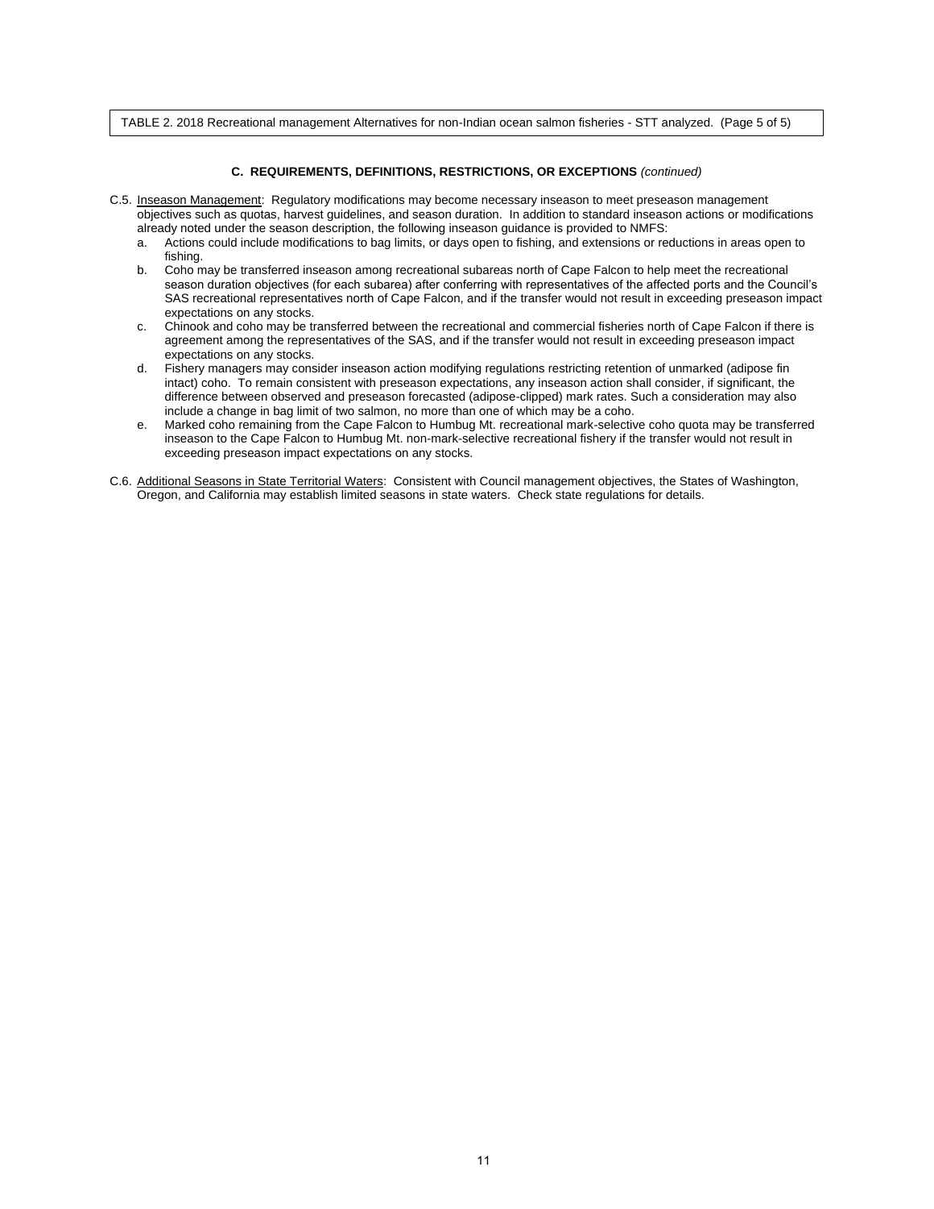TABLE 2. 2018 Recreational management Alternatives for non-Indian ocean salmon fisheries - STT analyzed. (Page 5 of 5)

### C. REQUIREMENTS, DEFINITIONS, RESTRICTIONS, OR EXCEPTIONS *(continued)*

C.5. Inseason Management: Regulatory modifications may become necessary inseason to meet preseason management objectives such as quotas, harvest guidelines, and season duration. In addition to standard inseason actions or modifications already noted under the season description, the following inseason guidance is provided to NMFS:

a. Actions could include modifications to bag limits, or days open to fishing, and extensions or reductions in areas open to fishing.

b. Coho may be transferred inseason among recreational subareas north of Cape Falcon to help meet the recreational season duration objectives (for each subarea) after conferring with representatives of the affected ports and the Council's SAS recreational representatives north of Cape Falcon, and if the transfer would not result in exceeding preseason impact expectations on any stocks.

c. Chinook and coho may be transferred between the recreational and commercial fisheries north of Cape Falcon if there is agreement among the representatives of the SAS, and if the transfer would not result in exceeding preseason impact expectations on any stocks.

d. Fishery managers may consider inseason action modifying regulations restricting retention of unmarked (adipose fin intact) coho. To remain consistent with preseason expectations, any inseason action shall consider, if significant, the difference between observed and preseason forecasted (adipose-clipped) mark rates. Such a consideration may also include a change in bag limit of two salmon, no more than one of which may be a coho.

e. Marked coho remaining from the Cape Falcon to Humbug Mt. recreational mark-selective coho quota may be transferred inseason to the Cape Falcon to Humbug Mt. non-mark-selective recreational fishery if the transfer would not result in exceeding preseason impact expectations on any stocks.

C.6. Additional Seasons in State Territorial Waters: Consistent with Council management objectives, the States of Washington, Oregon, and California may establish limited seasons in state waters. Check state regulations for details.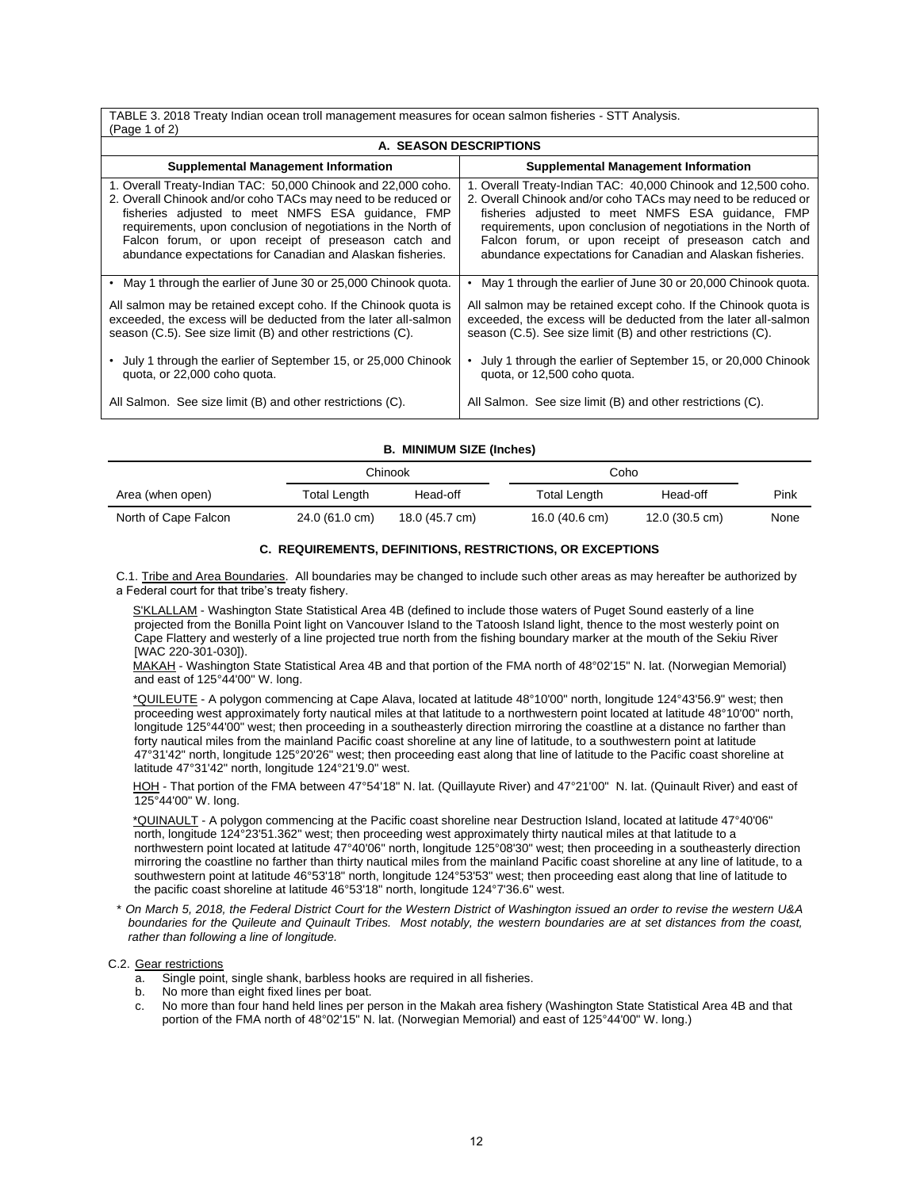TABLE 3. 2018 Treaty Indian ocean troll management measures for ocean salmon fisheries - STT Analysis. (Page 1 of 2)

| A. SEASON DESCRIPTIONS | |
|---|---|
| **Supplemental Management Information** | **Supplemental Management Information** |
| 1. Overall Treaty-Indian TAC: 50,000 Chinook and 22,000 coho.<br>2. Overall Chinook and/or coho TACs may need to be reduced or fisheries adjusted to meet NMFS ESA guidance, FMP requirements, upon conclusion of negotiations in the North of Falcon forum, or upon receipt of preseason catch and abundance expectations for Canadian and Alaskan fisheries. | 1. Overall Treaty-Indian TAC: 40,000 Chinook and 12,500 coho.<br>2. Overall Chinook and/or coho TACs may need to be reduced or fisheries adjusted to meet NMFS ESA guidance, FMP requirements, upon conclusion of negotiations in the North of Falcon forum, or upon receipt of preseason catch and abundance expectations for Canadian and Alaskan fisheries. |
| • May 1 through the earlier of June 30 or 25,000 Chinook quota.<br><br>All salmon may be retained except coho. If the Chinook quota is exceeded, the excess will be deducted from the later all-salmon season (C.5). See size limit (B) and other restrictions (C).<br><br>• July 1 through the earlier of September 15, or 25,000 Chinook quota, or 22,000 coho quota.<br><br>All Salmon. See size limit (B) and other restrictions (C). | • May 1 through the earlier of June 30 or 20,000 Chinook quota.<br><br>All salmon may be retained except coho. If the Chinook quota is exceeded, the excess will be deducted from the later all-salmon season (C.5). See size limit (B) and other restrictions (C).<br><br>• July 1 through the earlier of September 15, or 20,000 Chinook quota, or 12,500 coho quota.<br><br>All Salmon. See size limit (B) and other restrictions (C). |

**B. MINIMUM SIZE (Inches)**

| | Chinook | | Coho | | |
|---|---|---|---|---|---|
| Area (when open) | Total Length | Head-off | Total Length | Head-off | Pink |
| North of Cape Falcon | 24.0 (61.0 cm) | 18.0 (45.7 cm) | 16.0 (40.6 cm) | 12.0 (30.5 cm) | None |

**C. REQUIREMENTS, DEFINITIONS, RESTRICTIONS, OR EXCEPTIONS**

C.1. Tribe and Area Boundaries. All boundaries may be changed to include such other areas as may hereafter be authorized by a Federal court for that tribe's treaty fishery.

S'KLALLAM - Washington State Statistical Area 4B (defined to include those waters of Puget Sound easterly of a line projected from the Bonilla Point light on Vancouver Island to the Tatoosh Island light, thence to the most westerly point on Cape Flattery and westerly of a line projected true north from the fishing boundary marker at the mouth of the Sekiu River [WAC 220-301-030]).

MAKAH - Washington State Statistical Area 4B and that portion of the FMA north of 48°02'15" N. lat. (Norwegian Memorial) and east of 125°44'00" W. long.

*QUILEUTE - A polygon commencing at Cape Alava, located at latitude 48°10'00" north, longitude 124°43'56.9" west; then proceeding west approximately forty nautical miles at that latitude to a northwestern point located at latitude 48°10'00" north, longitude 125°44'00" west; then proceeding in a southeasterly direction mirroring the coastline at a distance no farther than forty nautical miles from the mainland Pacific coast shoreline at any line of latitude, to a southwestern point at latitude 47°31'42" north, longitude 125°20'26" west; then proceeding east along that line of latitude to the Pacific coast shoreline at latitude 47°31'42" north, longitude 124°21'9.0" west.

HOH - That portion of the FMA between 47°54'18" N. lat. (Quillayute River) and 47°21'00" N. lat. (Quinault River) and east of 125°44'00" W. long.

*QUINAULT - A polygon commencing at the Pacific coast shoreline near Destruction Island, located at latitude 47°40'06" north, longitude 124°23'51.362" west; then proceeding west approximately thirty nautical miles at that latitude to a northwestern point located at latitude 47°40'06" north, longitude 125°08'30" west; then proceeding in a southeasterly direction mirroring the coastline no farther than thirty nautical miles from the mainland Pacific coast shoreline at any line of latitude, to a southwestern point at latitude 46°53'18" north, longitude 124°53'53" west; then proceeding east along that line of latitude to the pacific coast shoreline at latitude 46°53'18" north, longitude 124°7'36.6" west.

*\* On March 5, 2018, the Federal District Court for the Western District of Washington issued an order to revise the western U&A boundaries for the Quileute and Quinault Tribes. Most notably, the western boundaries are at set distances from the coast, rather than following a line of longitude.*

C.2. Gear restrictions

a. Single point, single shank, barbless hooks are required in all fisheries.
b. No more than eight fixed lines per boat.
c. No more than four hand held lines per person in the Makah area fishery (Washington State Statistical Area 4B and that portion of the FMA north of 48°02'15" N. lat. (Norwegian Memorial) and east of 125°44'00" W. long.)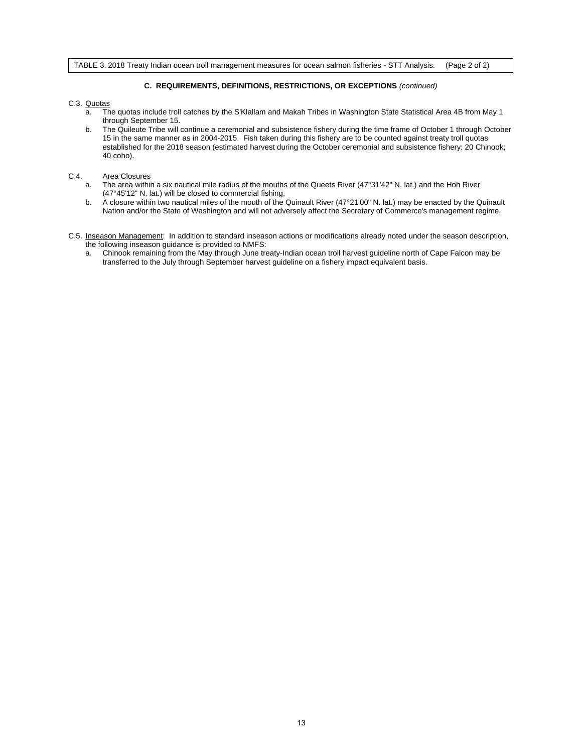TABLE 3. 2018 Treaty Indian ocean troll management measures for ocean salmon fisheries - STT Analysis. (Page 2 of 2)

**C. REQUIREMENTS, DEFINITIONS, RESTRICTIONS, OR EXCEPTIONS** *(continued)*

C.3. Quotas

a. The quotas include troll catches by the S'Klallam and Makah Tribes in Washington State Statistical Area 4B from May 1 through September 15.

b. The Quileute Tribe will continue a ceremonial and subsistence fishery during the time frame of October 1 through October 15 in the same manner as in 2004-2015. Fish taken during this fishery are to be counted against treaty troll quotas established for the 2018 season (estimated harvest during the October ceremonial and subsistence fishery: 20 Chinook; 40 coho).

C.4. Area Closures

a. The area within a six nautical mile radius of the mouths of the Queets River (47°31'42" N. lat.) and the Hoh River (47°45'12" N. lat.) will be closed to commercial fishing.

b. A closure within two nautical miles of the mouth of the Quinault River (47°21'00" N. lat.) may be enacted by the Quinault Nation and/or the State of Washington and will not adversely affect the Secretary of Commerce's management regime.

C.5. Inseason Management: In addition to standard inseason actions or modifications already noted under the season description, the following inseason guidance is provided to NMFS:

a. Chinook remaining from the May through June treaty-Indian ocean troll harvest guideline north of Cape Falcon may be transferred to the July through September harvest guideline on a fishery impact equivalent basis.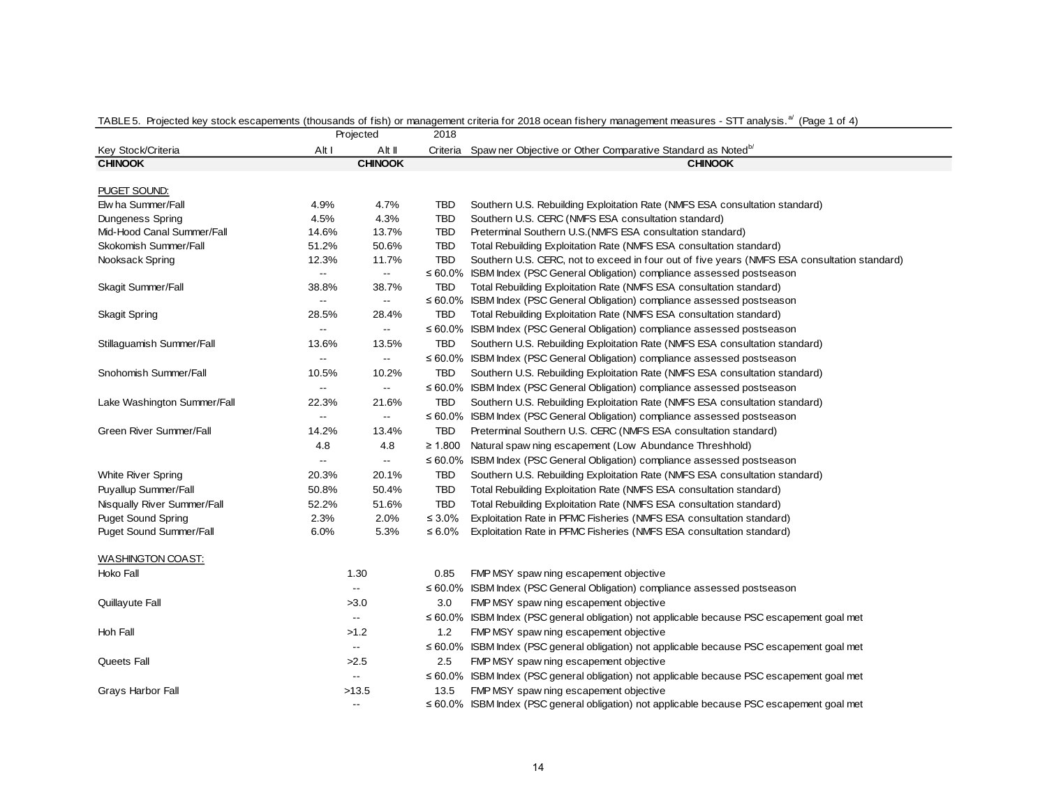TABLE 5. Projected key stock escapements (thousands of fish) or management criteria for 2018 ocean fishery management measures - STT analysis.[a/] (Page 1 of 4)

| Key Stock/Criteria | Projected Alt I | Projected Alt II | 2018 Criteria | Spawner Objective or Other Comparative Standard as Noted[b/] |
|---|---|---|---|---|
| **CHINOOK** | | **CHINOOK** | | **CHINOOK** |
| PUGET SOUND: | | | | |
| Elwha Summer/Fall | 4.9% | 4.7% | TBD | Southern U.S. Rebuilding Exploitation Rate (NMFS ESA consultation standard) |
| Dungeness Spring | 4.5% | 4.3% | TBD | Southern U.S. CERC (NMFS ESA consultation standard) |
| Mid-Hood Canal Summer/Fall | 14.6% | 13.7% | TBD | Preterminal Southern U.S.(NMFS ESA consultation standard) |
| Skokomish Summer/Fall | 51.2% | 50.6% | TBD | Total Rebuilding Exploitation Rate (NMFS ESA consultation standard) |
| Nooksack Spring | 12.3% | 11.7% | TBD | Southern U.S. CERC, not to exceed in four out of five years (NMFS ESA consultation standard) |
| | -- | -- | ≤ 60.0% | ISBM Index (PSC General Obligation) compliance assessed postseason |
| Skagit Summer/Fall | 38.8% | 38.7% | TBD | Total Rebuilding Exploitation Rate (NMFS ESA consultation standard) |
| | -- | -- | ≤ 60.0% | ISBM Index (PSC General Obligation) compliance assessed postseason |
| Skagit Spring | 28.5% | 28.4% | TBD | Total Rebuilding Exploitation Rate (NMFS ESA consultation standard) |
| | -- | -- | ≤ 60.0% | ISBM Index (PSC General Obligation) compliance assessed postseason |
| Stillaguamish Summer/Fall | 13.6% | 13.5% | TBD | Southern U.S. Rebuilding Exploitation Rate (NMFS ESA consultation standard) |
| | -- | -- | ≤ 60.0% | ISBM Index (PSC General Obligation) compliance assessed postseason |
| Snohomish Summer/Fall | 10.5% | 10.2% | TBD | Southern U.S. Rebuilding Exploitation Rate (NMFS ESA consultation standard) |
| | -- | -- | ≤ 60.0% | ISBM Index (PSC General Obligation) compliance assessed postseason |
| Lake Washington Summer/Fall | 22.3% | 21.6% | TBD | Southern U.S. Rebuilding Exploitation Rate (NMFS ESA consultation standard) |
| | -- | -- | ≤ 60.0% | ISBM Index (PSC General Obligation) compliance assessed postseason |
| Green River Summer/Fall | 14.2% | 13.4% | TBD | Preterminal Southern U.S. CERC (NMFS ESA consultation standard) |
| | 4.8 | 4.8 | ≥ 1.800 | Natural spawning escapement (Low Abundance Threshhold) |
| | -- | -- | ≤ 60.0% | ISBM Index (PSC General Obligation) compliance assessed postseason |
| White River Spring | 20.3% | 20.1% | TBD | Southern U.S. Rebuilding Exploitation Rate (NMFS ESA consultation standard) |
| Puyallup Summer/Fall | 50.8% | 50.4% | TBD | Total Rebuilding Exploitation Rate (NMFS ESA consultation standard) |
| Nisqually River Summer/Fall | 52.2% | 51.6% | TBD | Total Rebuilding Exploitation Rate (NMFS ESA consultation standard) |
| Puget Sound Spring | 2.3% | 2.0% | ≤ 3.0% | Exploitation Rate in PFMC Fisheries (NMFS ESA consultation standard) |
| Puget Sound Summer/Fall | 6.0% | 5.3% | ≤ 6.0% | Exploitation Rate in PFMC Fisheries (NMFS ESA consultation standard) |
| WASHINGTON COAST: | | | | |
| Hoko Fall | 1.30 | | 0.85 | FMP MSY spawning escapement objective |
| | -- | | ≤ 60.0% | ISBM Index (PSC General Obligation) compliance assessed postseason |
| Quillayute Fall | >3.0 | | 3.0 | FMP MSY spawning escapement objective |
| | -- | | ≤ 60.0% | ISBM Index (PSC general obligation) not applicable because PSC escapement goal met |
| Hoh Fall | >1.2 | | 1.2 | FMP MSY spawning escapement objective |
| | -- | | ≤ 60.0% | ISBM Index (PSC general obligation) not applicable because PSC escapement goal met |
| Queets Fall | >2.5 | | 2.5 | FMP MSY spawning escapement objective |
| | -- | | ≤ 60.0% | ISBM Index (PSC general obligation) not applicable because PSC escapement goal met |
| Grays Harbor Fall | >13.5 | | 13.5 | FMP MSY spawning escapement objective |
| | -- | | ≤ 60.0% | ISBM Index (PSC general obligation) not applicable because PSC escapement goal met |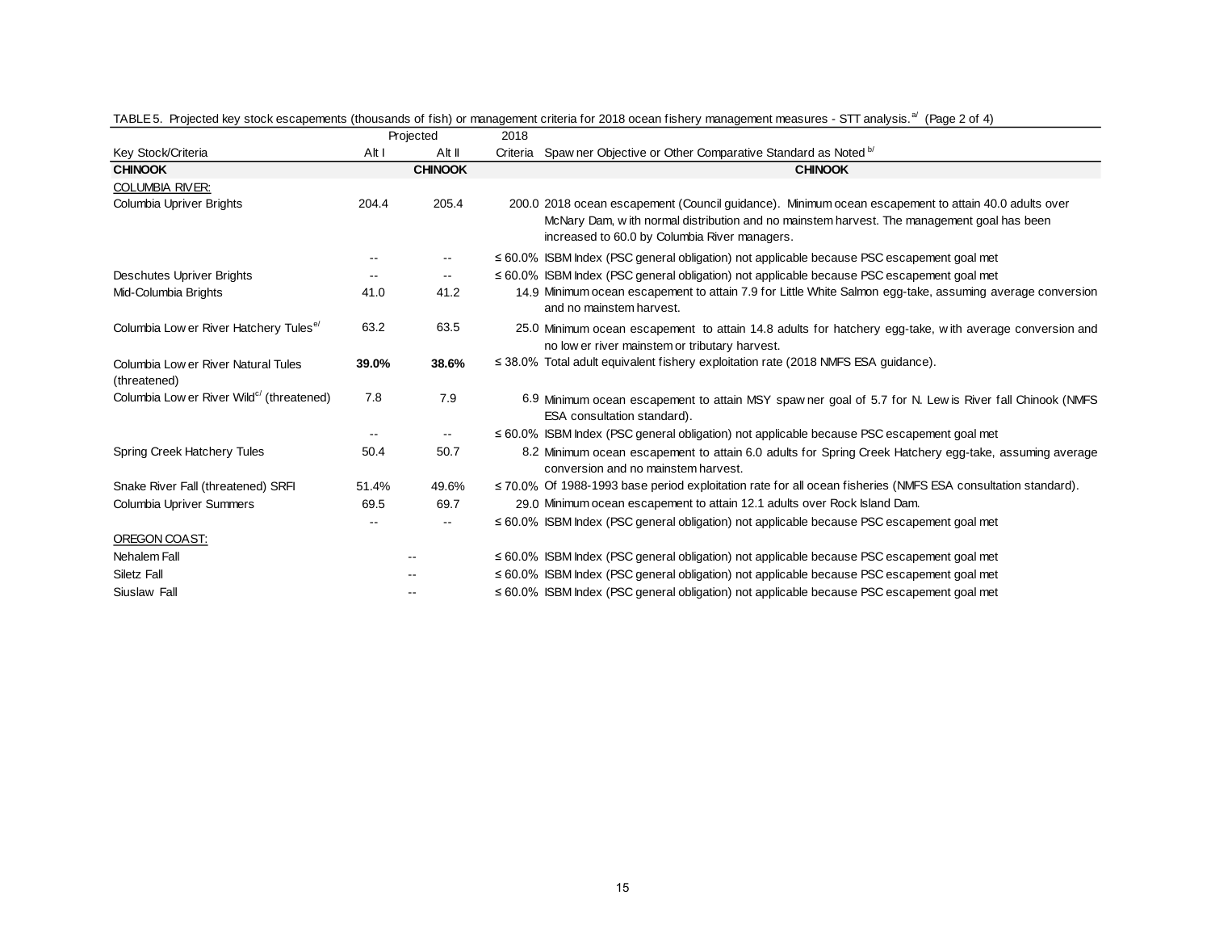TABLE 5. Projected key stock escapements (thousands of fish) or management criteria for 2018 ocean fishery management measures - STT analysis.[a/] (Page 2 of 4)

| Key Stock/Criteria | Projected Alt I | Projected Alt II | 2018 Criteria | Spawner Objective or Other Comparative Standard as Noted [b/] |
|---|---|---|---|---|
| **CHINOOK** | | **CHINOOK** | | **CHINOOK** |
| COLUMBIA RIVER: | | | | |
| Columbia Upriver Brights | 204.4 | 205.4 | 200.0 | 2018 ocean escapement (Council guidance). Minimum ocean escapement to attain 40.0 adults over McNary Dam, with normal distribution and no mainstem harvest. The management goal has been increased to 60.0 by Columbia River managers. |
| | -- | -- | ≤ 60.0% | ISBM Index (PSC general obligation) not applicable because PSC escapement goal met |
| Deschutes Upriver Brights | -- | -- | ≤ 60.0% | ISBM Index (PSC general obligation) not applicable because PSC escapement goal met |
| Mid-Columbia Brights | 41.0 | 41.2 | 14.9 | Minimum ocean escapement to attain 7.9 for Little White Salmon egg-take, assuming average conversion and no mainstem harvest. |
| Columbia Lower River Hatchery Tules[e/] | 63.2 | 63.5 | 25.0 | Minimum ocean escapement to attain 14.8 adults for hatchery egg-take, with average conversion and no lower river mainstem or tributary harvest. |
| Columbia Lower River Natural Tules (threatened) | **39.0%** | **38.6%** | ≤ 38.0% | Total adult equivalent fishery exploitation rate (2018 NMFS ESA guidance). |
| Columbia Lower River Wild[c/] (threatened) | 7.8 | 7.9 | 6.9 | Minimum ocean escapement to attain MSY spawner goal of 5.7 for N. Lewis River fall Chinook (NMFS ESA consultation standard). |
| | -- | -- | ≤ 60.0% | ISBM Index (PSC general obligation) not applicable because PSC escapement goal met |
| Spring Creek Hatchery Tules | 50.4 | 50.7 | 8.2 | Minimum ocean escapement to attain 6.0 adults for Spring Creek Hatchery egg-take, assuming average conversion and no mainstem harvest. |
| Snake River Fall (threatened) SRFI | 51.4% | 49.6% | ≤ 70.0% | Of 1988-1993 base period exploitation rate for all ocean fisheries (NMFS ESA consultation standard). |
| Columbia Upriver Summers | 69.5 | 69.7 | 29.0 | Minimum ocean escapement to attain 12.1 adults over Rock Island Dam. |
| | -- | -- | ≤ 60.0% | ISBM Index (PSC general obligation) not applicable because PSC escapement goal met |
| OREGON COAST: | | | | |
| Nehalem Fall | -- | | ≤ 60.0% | ISBM Index (PSC general obligation) not applicable because PSC escapement goal met |
| Siletz Fall | -- | | ≤ 60.0% | ISBM Index (PSC general obligation) not applicable because PSC escapement goal met |
| Siuslaw Fall | -- | | ≤ 60.0% | ISBM Index (PSC general obligation) not applicable because PSC escapement goal met |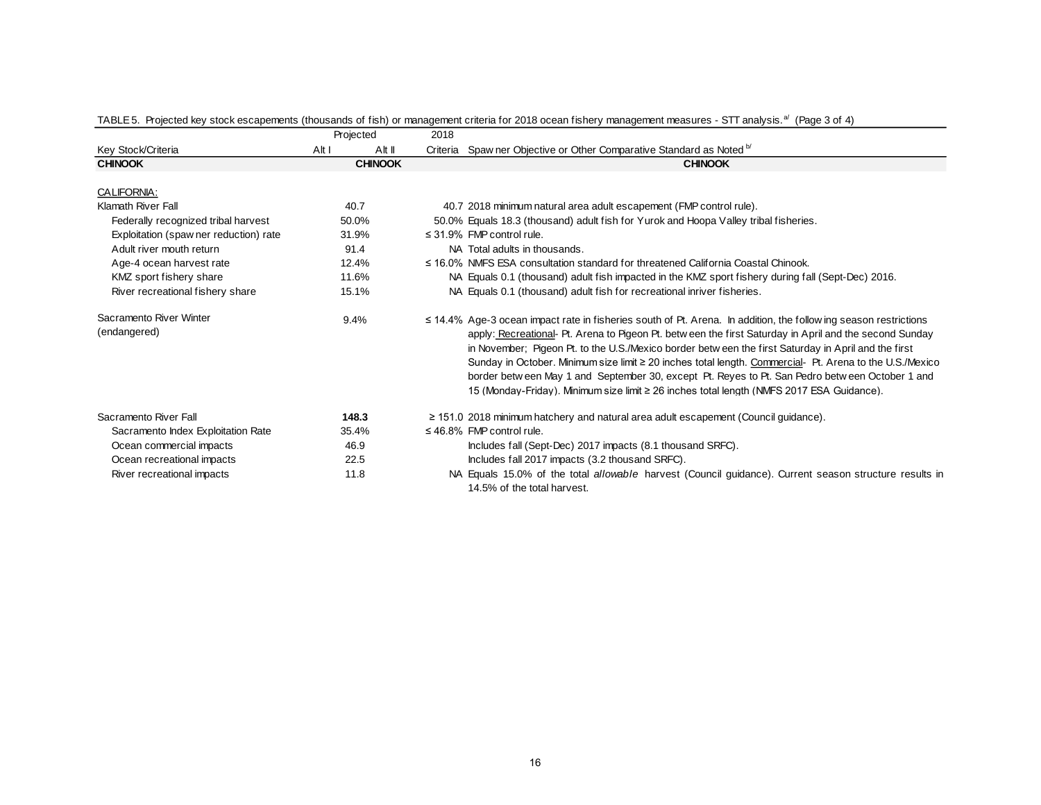TABLE 5. Projected key stock escapements (thousands of fish) or management criteria for 2018 ocean fishery management measures - STT analysis.[a/] (Page 3 of 4)

| Key Stock/Criteria | Projected Alt I | Projected Alt II | 2018 Criteria | Spawner Objective or Other Comparative Standard as Noted [b/] |
|---|---|---|---|---|
| **CHINOOK** | **CHINOOK** | | | **CHINOOK** |
| CALIFORNIA: | | | | |
| Klamath River Fall | 40.7 | | 40.7 | 2018 minimum natural area adult escapement (FMP control rule). |
| Federally recognized tribal harvest | 50.0% | | 50.0% | Equals 18.3 (thousand) adult fish for Yurok and Hoopa Valley tribal fisheries. |
| Exploitation (spawner reduction) rate | 31.9% | | ≤ 31.9% | FMP control rule. |
| Adult river mouth return | 91.4 | | NA | Total adults in thousands. |
| Age-4 ocean harvest rate | 12.4% | | ≤ 16.0% | NMFS ESA consultation standard for threatened California Coastal Chinook. |
| KMZ sport fishery share | 11.6% | | NA | Equals 0.1 (thousand) adult fish impacted in the KMZ sport fishery during fall (Sept-Dec) 2016. |
| River recreational fishery share | 15.1% | | NA | Equals 0.1 (thousand) adult fish for recreational inriver fisheries. |
| Sacramento River Winter (endangered) | 9.4% | | ≤ 14.4% | Age-3 ocean impact rate in fisheries south of Pt. Arena. In addition, the following season restrictions apply: Recreational- Pt. Arena to Pigeon Pt. between the first Saturday in April and the second Sunday in November; Pigeon Pt. to the U.S./Mexico border between the first Saturday in April and the first Sunday in October. Minimum size limit ≥ 20 inches total length. Commercial- Pt. Arena to the U.S./Mexico border between May 1 and September 30, except Pt. Reyes to Pt. San Pedro between October 1 and 15 (Monday-Friday). Minimum size limit ≥ 26 inches total length (NMFS 2017 ESA Guidance). |
| Sacramento River Fall | **148.3** | | ≥ 151.0 | 2018 minimum hatchery and natural area adult escapement (Council guidance). |
| Sacramento Index Exploitation Rate | 35.4% | | ≤ 46.8% | FMP control rule. |
| Ocean commercial impacts | 46.9 | | | Includes fall (Sept-Dec) 2017 impacts (8.1 thousand SRFC). |
| Ocean recreational impacts | 22.5 | | | Includes fall 2017 impacts (3.2 thousand SRFC). |
| River recreational impacts | 11.8 | | NA | Equals 15.0% of the total *allowable* harvest (Council guidance). Current season structure results in 14.5% of the total harvest. |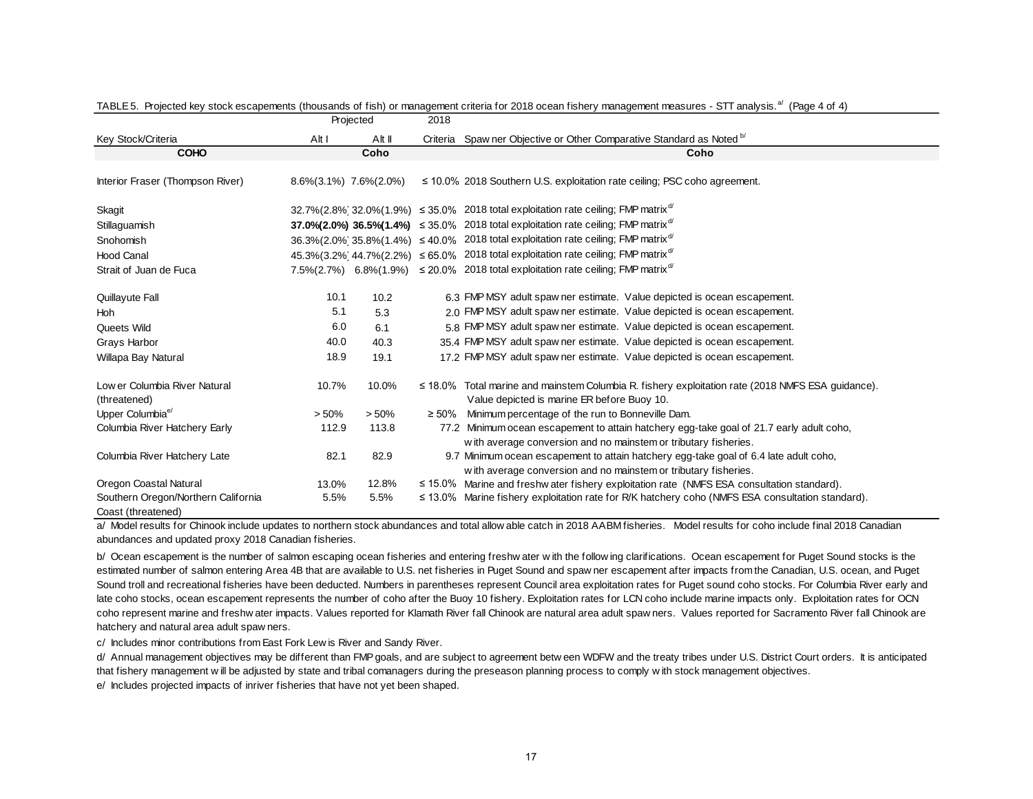TABLE 5. Projected key stock escapements (thousands of fish) or management criteria for 2018 ocean fishery management measures - STT analysis.[a/] (Page 4 of 4)

| Key Stock/Criteria | Projected Alt I | Projected Alt II | 2018 Criteria | Spawner Objective or Other Comparative Standard as Noted [b/] |
|---|---|---|---|---|
| **COHO** | | **Coho** | | **Coho** |
| Interior Fraser (Thompson River) | 8.6%(3.1%) | 7.6%(2.0%) | ≤ 10.0% | 2018 Southern U.S. exploitation rate ceiling; PSC coho agreement. |
| Skagit | 32.7%(2.8%) | 32.0%(1.9%) | ≤ 35.0% | 2018 total exploitation rate ceiling; FMP matrix [d/] |
| Stillaguamish | **37.0%(2.0%)** | **36.5%(1.4%)** | ≤ 35.0% | 2018 total exploitation rate ceiling; FMP matrix [d/] |
| Snohomish | 36.3%(2.0%) | 35.8%(1.4%) | ≤ 40.0% | 2018 total exploitation rate ceiling; FMP matrix [d/] |
| Hood Canal | 45.3%(3.2%) | 44.7%(2.2%) | ≤ 65.0% | 2018 total exploitation rate ceiling; FMP matrix [d/] |
| Strait of Juan de Fuca | 7.5%(2.7%) | 6.8%(1.9%) | ≤ 20.0% | 2018 total exploitation rate ceiling; FMP matrix [d/] |
| Quillayute Fall | 10.1 | 10.2 | 6.3 | FMP MSY adult spawner estimate. Value depicted is ocean escapement. |
| Hoh | 5.1 | 5.3 | 2.0 | FMP MSY adult spawner estimate. Value depicted is ocean escapement. |
| Queets Wild | 6.0 | 6.1 | 5.8 | FMP MSY adult spawner estimate. Value depicted is ocean escapement. |
| Grays Harbor | 40.0 | 40.3 | 35.4 | FMP MSY adult spawner estimate. Value depicted is ocean escapement. |
| Willapa Bay Natural | 18.9 | 19.1 | 17.2 | FMP MSY adult spawner estimate. Value depicted is ocean escapement. |
| Lower Columbia River Natural (threatened) | 10.7% | 10.0% | ≤ 18.0% | Total marine and mainstem Columbia R. fishery exploitation rate (2018 NMFS ESA guidance). Value depicted is marine ER before Buoy 10. |
| Upper Columbia[e/] | > 50% | > 50% | ≥ 50% | Minimum percentage of the run to Bonneville Dam. |
| Columbia River Hatchery Early | 112.9 | 113.8 | 77.2 | Minimum ocean escapement to attain hatchery egg-take goal of 21.7 early adult coho, with average conversion and no mainstem or tributary fisheries. |
| Columbia River Hatchery Late | 82.1 | 82.9 | 9.7 | Minimum ocean escapement to attain hatchery egg-take goal of 6.4 late adult coho, with average conversion and no mainstem or tributary fisheries. |
| Oregon Coastal Natural | 13.0% | 12.8% | ≤ 15.0% | Marine and freshwater fishery exploitation rate (NMFS ESA consultation standard). |
| Southern Oregon/Northern California Coast (threatened) | 5.5% | 5.5% | ≤ 13.0% | Marine fishery exploitation rate for R/K hatchery coho (NMFS ESA consultation standard). |

a/ Model results for Chinook include updates to northern stock abundances and total allowable catch in 2018 AABM fisheries. Model results for coho include final 2018 Canadian abundances and updated proxy 2018 Canadian fisheries.

b/ Ocean escapement is the number of salmon escaping ocean fisheries and entering freshwater with the following clarifications. Ocean escapement for Puget Sound stocks is the estimated number of salmon entering Area 4B that are available to U.S. net fisheries in Puget Sound and spawner escapement after impacts from the Canadian, U.S. ocean, and Puget Sound troll and recreational fisheries have been deducted. Numbers in parentheses represent Council area exploitation rates for Puget sound coho stocks. For Columbia River early and late coho stocks, ocean escapement represents the number of coho after the Buoy 10 fishery. Exploitation rates for LCN coho include marine impacts only. Exploitation rates for OCN coho represent marine and freshwater impacts. Values reported for Klamath River fall Chinook are natural area adult spawners. Values reported for Sacramento River fall Chinook are hatchery and natural area adult spawners.

c/ Includes minor contributions from East Fork Lewis River and Sandy River.

d/ Annual management objectives may be different than FMP goals, and are subject to agreement between WDFW and the treaty tribes under U.S. District Court orders. It is anticipated that fishery management will be adjusted by state and tribal comanagers during the preseason planning process to comply with stock management objectives.

e/ Includes projected impacts of inriver fisheries that have not yet been shaped.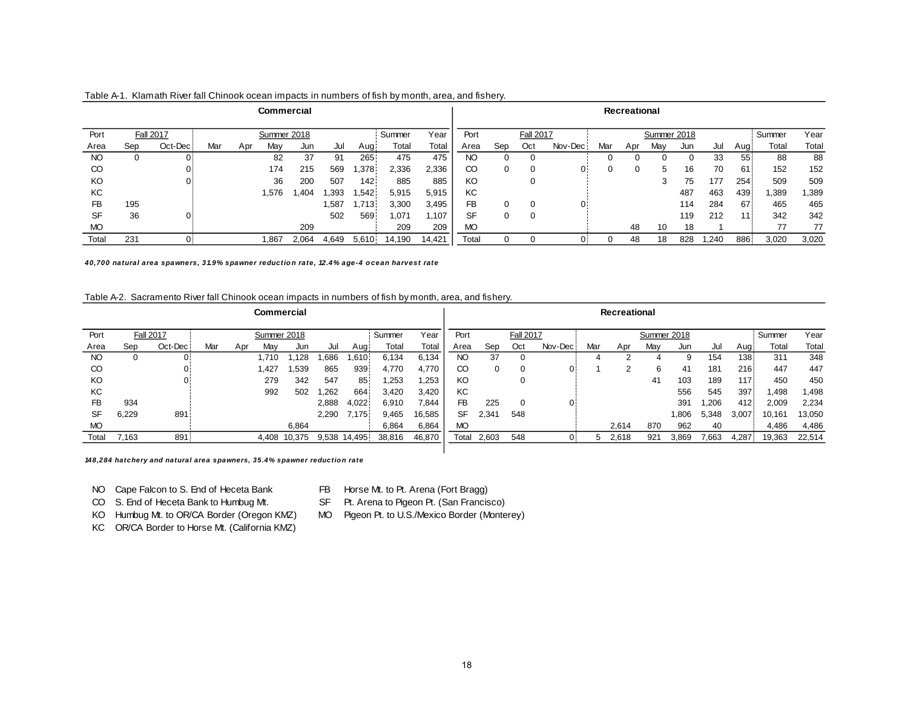Table A-1. Klamath River fall Chinook ocean impacts in numbers of fish by month, area, and fishery.

| Commercial | | | | | | | | | | | Recreational | | | | | | | | | | | |
|---|---|---|---|---|---|---|---|---|---|---|---|---|---|---|---|---|---|---|---|---|---|---|
| Port | Fall 2017 | | Summer 2018 | | | | | | Summer | Year | Port | Fall 2017 | | | Summer 2018 | | | | | | Summer | Year |
| Area | Sep | Oct-Dec | Mar | Apr | May | Jun | Jul | Aug | Total | Total | Area | Sep | Oct | Nov-Dec | Mar | Apr | May | Jun | Jul | Aug | Total | Total |
| NO | 0 | 0 | | | 82 | 37 | 91 | 265 | 475 | 475 | NO | 0 | 0 | | 0 | 0 | 0 | 0 | 33 | 55 | 88 | 88 |
| CO | | 0 | | | 174 | 215 | 569 | 1,378 | 2,336 | 2,336 | CO | 0 | 0 | 0 | 0 | 0 | 5 | 16 | 70 | 61 | 152 | 152 |
| KO | | 0 | | | 36 | 200 | 507 | 142 | 885 | 885 | KO | | 0 | | | | 3 | 75 | 177 | 254 | 509 | 509 |
| KC | | | | | 1,576 | 1,404 | 1,393 | 1,542 | 5,915 | 5,915 | KC | | | | | | | 487 | 463 | 439 | 1,389 | 1,389 |
| FB | 195 | | | | | | 1,587 | 1,713 | 3,300 | 3,495 | FB | 0 | 0 | 0 | | | | 114 | 284 | 67 | 465 | 465 |
| SF | 36 | 0 | | | | | 502 | 569 | 1,071 | 1,107 | SF | 0 | 0 | | | | | 119 | 212 | 11 | 342 | 342 |
| MO | | | | | | 209 | | | 209 | 209 | MO | | | | | 48 | 10 | 18 | 1 | | 77 | 77 |
| Total | 231 | 0 | | | 1,867 | 2,064 | 4,649 | 5,610 | 14,190 | 14,421 | Total | 0 | 0 | 0 | 0 | 48 | 18 | 828 | 1,240 | 886 | 3,020 | 3,020 |

***40,700 natural area spawners, 31.9% spawner reduction rate, 12.4% age-4 ocean harvest rate***

Table A-2. Sacramento River fall Chinook ocean impacts in numbers of fish by month, area, and fishery.

| Commercial | | | | | | | | | | | Recreational | | | | | | | | | | | |
|---|---|---|---|---|---|---|---|---|---|---|---|---|---|---|---|---|---|---|---|---|---|---|
| Port | Fall 2017 | | Summer 2018 | | | | | | Summer | Year | Port | Fall 2017 | | | Summer 2018 | | | | | | Summer | Year |
| Area | Sep | Oct-Dec | Mar | Apr | May | Jun | Jul | Aug | Total | Total | Area | Sep | Oct | Nov-Dec | Mar | Apr | May | Jun | Jul | Aug | Total | Total |
| NO | 0 | 0 | | | 1,710 | 1,128 | 1,686 | 1,610 | 6,134 | 6,134 | NO | 37 | 0 | | 4 | 2 | 4 | 9 | 154 | 138 | 311 | 348 |
| CO | | 0 | | | 1,427 | 1,539 | 865 | 939 | 4,770 | 4,770 | CO | 0 | 0 | 0 | 1 | 2 | 6 | 41 | 181 | 216 | 447 | 447 |
| KO | | 0 | | | 279 | 342 | 547 | 85 | 1,253 | 1,253 | KO | | 0 | | | | 41 | 103 | 189 | 117 | 450 | 450 |
| KC | | | | | 992 | 502 | 1,262 | 664 | 3,420 | 3,420 | KC | | | | | | | 556 | 545 | 397 | 1,498 | 1,498 |
| FB | 934 | | | | | | 2,888 | 4,022 | 6,910 | 7,844 | FB | 225 | 0 | 0 | | | | 391 | 1,206 | 412 | 2,009 | 2,234 |
| SF | 6,229 | 891 | | | | | 2,290 | 7,175 | 9,465 | 16,585 | SF | 2,341 | 548 | | | | | 1,806 | 5,348 | 3,007 | 10,161 | 13,050 |
| MO | | | | | | 6,864 | | | 6,864 | 6,864 | MO | | | | | 2,614 | 870 | 962 | 40 | | 4,486 | 4,486 |
| Total | 7,163 | 891 | | | 4,408 | 10,375 | 9,538 | 14,495 | 38,816 | 46,870 | Total | 2,603 | 548 | 0 | 5 | 2,618 | 921 | 3,869 | 7,663 | 4,287 | 19,363 | 22,514 |

***148,284 hatchery and natural area spawners, 35.4% spawner reduction rate***

NO Cape Falcon to S. End of Heceta Bank
CO S. End of Heceta Bank to Humbug Mt.
KO Humbug Mt. to OR/CA Border (Oregon KMZ)
KC OR/CA Border to Horse Mt. (California KMZ)
FB Horse Mt. to Pt. Arena (Fort Bragg)
SF Pt. Arena to Pigeon Pt. (San Francisco)
MO Pigeon Pt. to U.S./Mexico Border (Monterey)